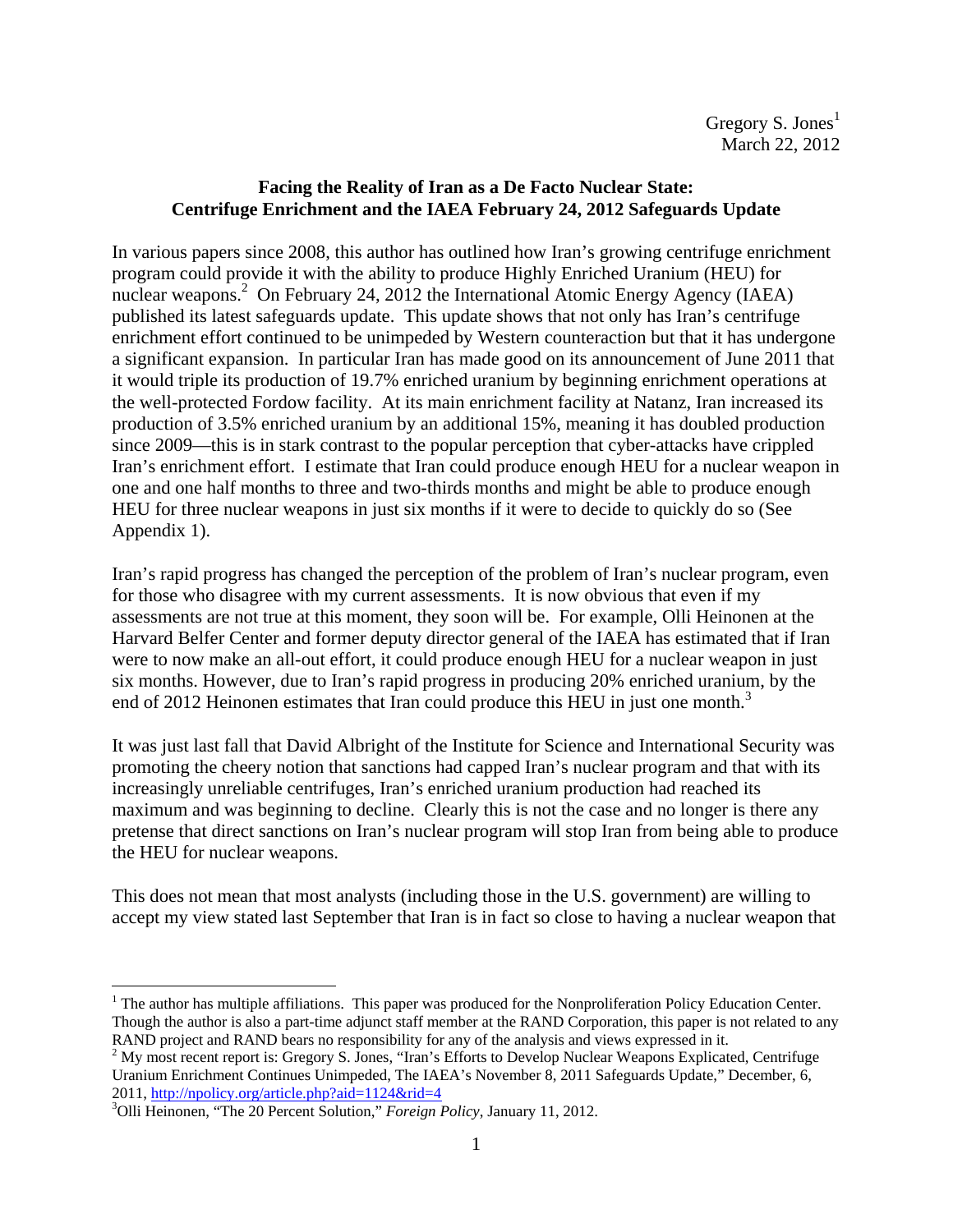Gregory S. Jones[1]
March 22, 2012

**Facing the Reality of Iran as a De Facto Nuclear State: Centrifuge Enrichment and the IAEA February 24, 2012 Safeguards Update**

In various papers since 2008, this author has outlined how Iran's growing centrifuge enrichment program could provide it with the ability to produce Highly Enriched Uranium (HEU) for nuclear weapons.[2] On February 24, 2012 the International Atomic Energy Agency (IAEA) published its latest safeguards update. This update shows that not only has Iran's centrifuge enrichment effort continued to be unimpeded by Western counteraction but that it has undergone a significant expansion. In particular Iran has made good on its announcement of June 2011 that it would triple its production of 19.7% enriched uranium by beginning enrichment operations at the well-protected Fordow facility. At its main enrichment facility at Natanz, Iran increased its production of 3.5% enriched uranium by an additional 15%, meaning it has doubled production since 2009—this is in stark contrast to the popular perception that cyber-attacks have crippled Iran's enrichment effort. I estimate that Iran could produce enough HEU for a nuclear weapon in one and one half months to three and two-thirds months and might be able to produce enough HEU for three nuclear weapons in just six months if it were to decide to quickly do so (See Appendix 1).

Iran's rapid progress has changed the perception of the problem of Iran's nuclear program, even for those who disagree with my current assessments. It is now obvious that even if my assessments are not true at this moment, they soon will be. For example, Olli Heinonen at the Harvard Belfer Center and former deputy director general of the IAEA has estimated that if Iran were to now make an all-out effort, it could produce enough HEU for a nuclear weapon in just six months. However, due to Iran's rapid progress in producing 20% enriched uranium, by the end of 2012 Heinonen estimates that Iran could produce this HEU in just one month.[3]

It was just last fall that David Albright of the Institute for Science and International Security was promoting the cheery notion that sanctions had capped Iran's nuclear program and that with its increasingly unreliable centrifuges, Iran's enriched uranium production had reached its maximum and was beginning to decline. Clearly this is not the case and no longer is there any pretense that direct sanctions on Iran's nuclear program will stop Iran from being able to produce the HEU for nuclear weapons.

This does not mean that most analysts (including those in the U.S. government) are willing to accept my view stated last September that Iran is in fact so close to having a nuclear weapon that

---

[1] The author has multiple affiliations. This paper was produced for the Nonproliferation Policy Education Center. Though the author is also a part-time adjunct staff member at the RAND Corporation, this paper is not related to any RAND project and RAND bears no responsibility for any of the analysis and views expressed in it.

[2] My most recent report is: Gregory S. Jones, "Iran's Efforts to Develop Nuclear Weapons Explicated, Centrifuge Uranium Enrichment Continues Unimpeded, The IAEA's November 8, 2011 Safeguards Update," December, 6, 2011, http://npolicy.org/article.php?aid=1124&rid=4

[3] Olli Heinonen, "The 20 Percent Solution," *Foreign Policy*, January 11, 2012.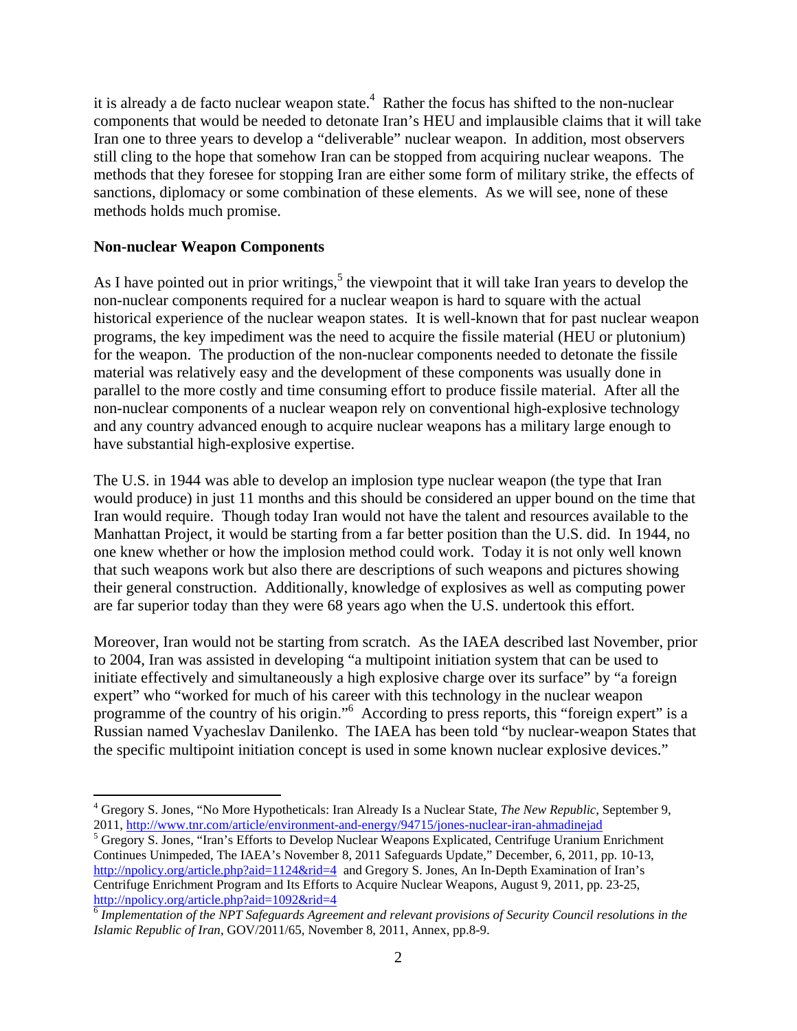it is already a de facto nuclear weapon state.[4] Rather the focus has shifted to the non-nuclear components that would be needed to detonate Iran's HEU and implausible claims that it will take Iran one to three years to develop a "deliverable" nuclear weapon. In addition, most observers still cling to the hope that somehow Iran can be stopped from acquiring nuclear weapons. The methods that they foresee for stopping Iran are either some form of military strike, the effects of sanctions, diplomacy or some combination of these elements. As we will see, none of these methods holds much promise.

**Non-nuclear Weapon Components**

As I have pointed out in prior writings,[5] the viewpoint that it will take Iran years to develop the non-nuclear components required for a nuclear weapon is hard to square with the actual historical experience of the nuclear weapon states. It is well-known that for past nuclear weapon programs, the key impediment was the need to acquire the fissile material (HEU or plutonium) for the weapon. The production of the non-nuclear components needed to detonate the fissile material was relatively easy and the development of these components was usually done in parallel to the more costly and time consuming effort to produce fissile material. After all the non-nuclear components of a nuclear weapon rely on conventional high-explosive technology and any country advanced enough to acquire nuclear weapons has a military large enough to have substantial high-explosive expertise.

The U.S. in 1944 was able to develop an implosion type nuclear weapon (the type that Iran would produce) in just 11 months and this should be considered an upper bound on the time that Iran would require. Though today Iran would not have the talent and resources available to the Manhattan Project, it would be starting from a far better position than the U.S. did. In 1944, no one knew whether or how the implosion method could work. Today it is not only well known that such weapons work but also there are descriptions of such weapons and pictures showing their general construction. Additionally, knowledge of explosives as well as computing power are far superior today than they were 68 years ago when the U.S. undertook this effort.

Moreover, Iran would not be starting from scratch. As the IAEA described last November, prior to 2004, Iran was assisted in developing "a multipoint initiation system that can be used to initiate effectively and simultaneously a high explosive charge over its surface" by "a foreign expert" who "worked for much of his career with this technology in the nuclear weapon programme of the country of his origin."[6] According to press reports, this "foreign expert" is a Russian named Vyacheslav Danilenko. The IAEA has been told "by nuclear-weapon States that the specific multipoint initiation concept is used in some known nuclear explosive devices."

---

[4] Gregory S. Jones, "No More Hypotheticals: Iran Already Is a Nuclear State, *The New Republic*, September 9, 2011, http://www.tnr.com/article/environment-and-energy/94715/jones-nuclear-iran-ahmadinejad

[5] Gregory S. Jones, "Iran's Efforts to Develop Nuclear Weapons Explicated, Centrifuge Uranium Enrichment Continues Unimpeded, The IAEA's November 8, 2011 Safeguards Update," December, 6, 2011, pp. 10-13, http://npolicy.org/article.php?aid=1124&rid=4 and Gregory S. Jones, An In-Depth Examination of Iran's Centrifuge Enrichment Program and Its Efforts to Acquire Nuclear Weapons, August 9, 2011, pp. 23-25, http://npolicy.org/article.php?aid=1092&rid=4

[6] *Implementation of the NPT Safeguards Agreement and relevant provisions of Security Council resolutions in the Islamic Republic of Iran*, GOV/2011/65, November 8, 2011, Annex, pp.8-9.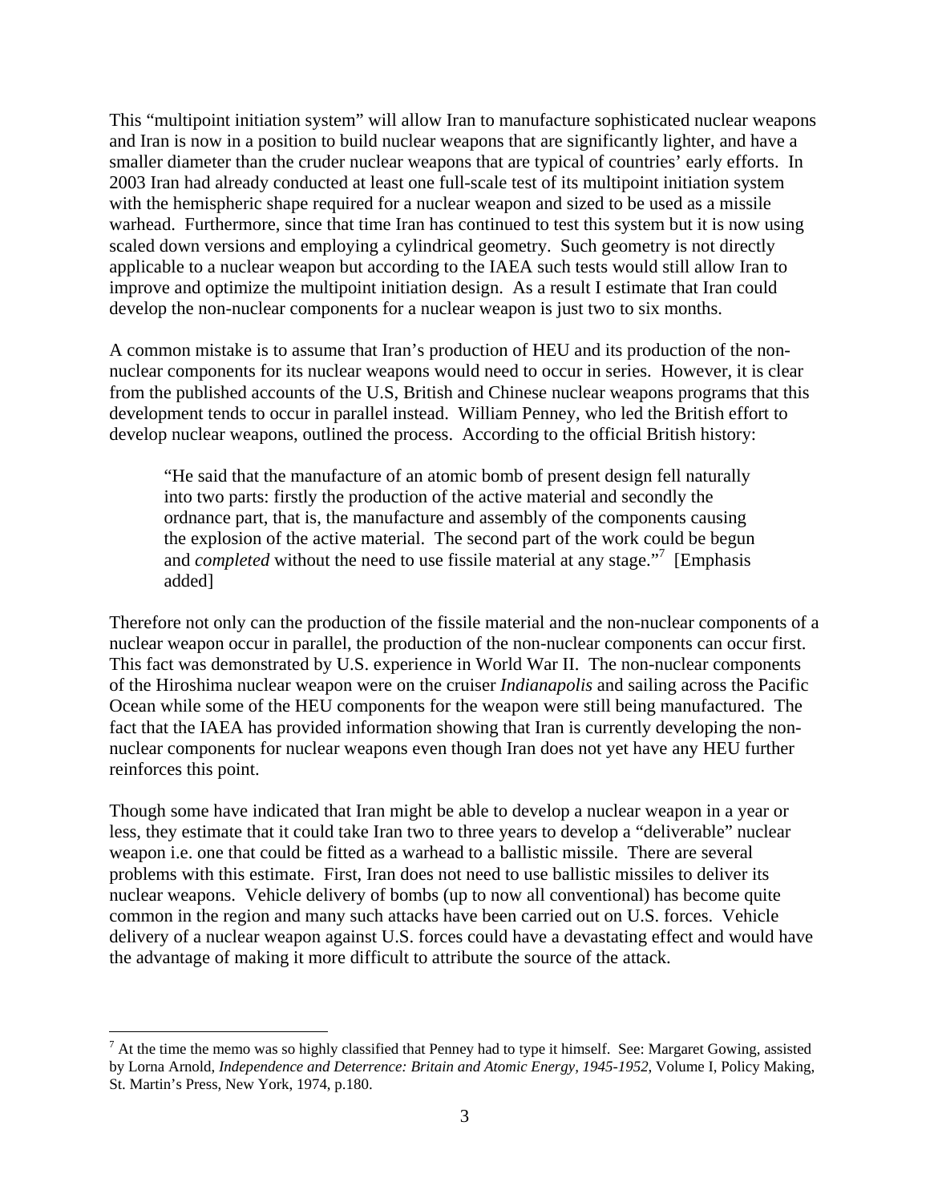This "multipoint initiation system" will allow Iran to manufacture sophisticated nuclear weapons and Iran is now in a position to build nuclear weapons that are significantly lighter, and have a smaller diameter than the cruder nuclear weapons that are typical of countries' early efforts. In 2003 Iran had already conducted at least one full-scale test of its multipoint initiation system with the hemispheric shape required for a nuclear weapon and sized to be used as a missile warhead. Furthermore, since that time Iran has continued to test this system but it is now using scaled down versions and employing a cylindrical geometry. Such geometry is not directly applicable to a nuclear weapon but according to the IAEA such tests would still allow Iran to improve and optimize the multipoint initiation design. As a result I estimate that Iran could develop the non-nuclear components for a nuclear weapon is just two to six months.

A common mistake is to assume that Iran's production of HEU and its production of the non-nuclear components for its nuclear weapons would need to occur in series. However, it is clear from the published accounts of the U.S, British and Chinese nuclear weapons programs that this development tends to occur in parallel instead. William Penney, who led the British effort to develop nuclear weapons, outlined the process. According to the official British history:

> "He said that the manufacture of an atomic bomb of present design fell naturally into two parts: firstly the production of the active material and secondly the ordnance part, that is, the manufacture and assembly of the components causing the explosion of the active material. The second part of the work could be begun and *completed* without the need to use fissile material at any stage."[7] [Emphasis added]

Therefore not only can the production of the fissile material and the non-nuclear components of a nuclear weapon occur in parallel, the production of the non-nuclear components can occur first. This fact was demonstrated by U.S. experience in World War II. The non-nuclear components of the Hiroshima nuclear weapon were on the cruiser *Indianapolis* and sailing across the Pacific Ocean while some of the HEU components for the weapon were still being manufactured. The fact that the IAEA has provided information showing that Iran is currently developing the non-nuclear components for nuclear weapons even though Iran does not yet have any HEU further reinforces this point.

Though some have indicated that Iran might be able to develop a nuclear weapon in a year or less, they estimate that it could take Iran two to three years to develop a "deliverable" nuclear weapon i.e. one that could be fitted as a warhead to a ballistic missile. There are several problems with this estimate. First, Iran does not need to use ballistic missiles to deliver its nuclear weapons. Vehicle delivery of bombs (up to now all conventional) has become quite common in the region and many such attacks have been carried out on U.S. forces. Vehicle delivery of a nuclear weapon against U.S. forces could have a devastating effect and would have the advantage of making it more difficult to attribute the source of the attack.

---

[7] At the time the memo was so highly classified that Penney had to type it himself. See: Margaret Gowing, assisted by Lorna Arnold, *Independence and Deterrence: Britain and Atomic Energy, 1945-1952*, Volume I, Policy Making, St. Martin's Press, New York, 1974, p.180.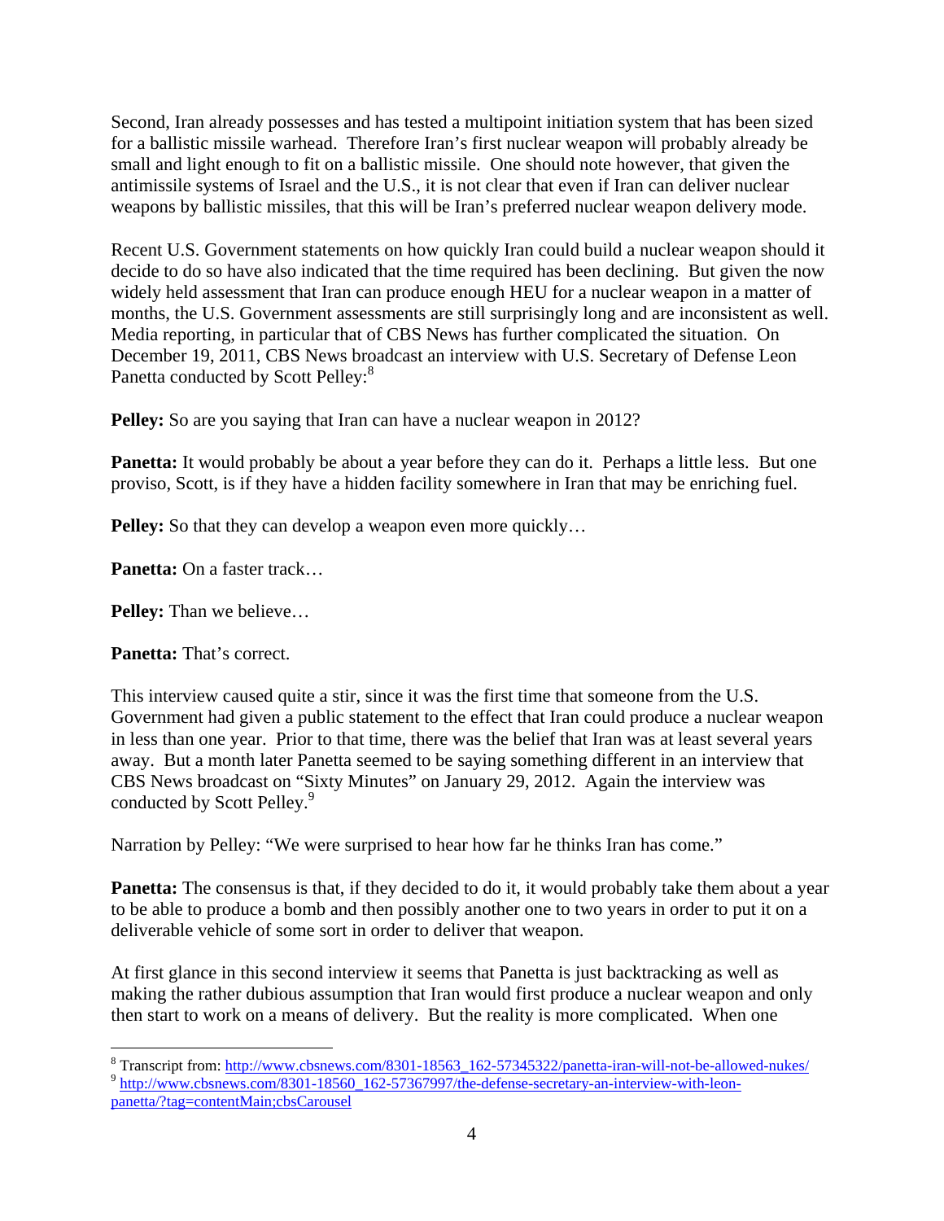Second, Iran already possesses and has tested a multipoint initiation system that has been sized for a ballistic missile warhead. Therefore Iran's first nuclear weapon will probably already be small and light enough to fit on a ballistic missile. One should note however, that given the antimissile systems of Israel and the U.S., it is not clear that even if Iran can deliver nuclear weapons by ballistic missiles, that this will be Iran's preferred nuclear weapon delivery mode.

Recent U.S. Government statements on how quickly Iran could build a nuclear weapon should it decide to do so have also indicated that the time required has been declining. But given the now widely held assessment that Iran can produce enough HEU for a nuclear weapon in a matter of months, the U.S. Government assessments are still surprisingly long and are inconsistent as well. Media reporting, in particular that of CBS News has further complicated the situation. On December 19, 2011, CBS News broadcast an interview with U.S. Secretary of Defense Leon Panetta conducted by Scott Pelley:[8]

**Pelley:** So are you saying that Iran can have a nuclear weapon in 2012?

**Panetta:** It would probably be about a year before they can do it. Perhaps a little less. But one proviso, Scott, is if they have a hidden facility somewhere in Iran that may be enriching fuel.

**Pelley:** So that they can develop a weapon even more quickly…

**Panetta:** On a faster track…

**Pelley:** Than we believe…

**Panetta:** That's correct.

This interview caused quite a stir, since it was the first time that someone from the U.S. Government had given a public statement to the effect that Iran could produce a nuclear weapon in less than one year. Prior to that time, there was the belief that Iran was at least several years away. But a month later Panetta seemed to be saying something different in an interview that CBS News broadcast on "Sixty Minutes" on January 29, 2012. Again the interview was conducted by Scott Pelley.[9]

Narration by Pelley: "We were surprised to hear how far he thinks Iran has come."

**Panetta:** The consensus is that, if they decided to do it, it would probably take them about a year to be able to produce a bomb and then possibly another one to two years in order to put it on a deliverable vehicle of some sort in order to deliver that weapon.

At first glance in this second interview it seems that Panetta is just backtracking as well as making the rather dubious assumption that Iran would first produce a nuclear weapon and only then start to work on a means of delivery. But the reality is more complicated. When one

---

[8] Transcript from: http://www.cbsnews.com/8301-18563_162-57345322/panetta-iran-will-not-be-allowed-nukes/

[9] http://www.cbsnews.com/8301-18560_162-57367997/the-defense-secretary-an-interview-with-leon-panetta/?tag=contentMain;cbsCarousel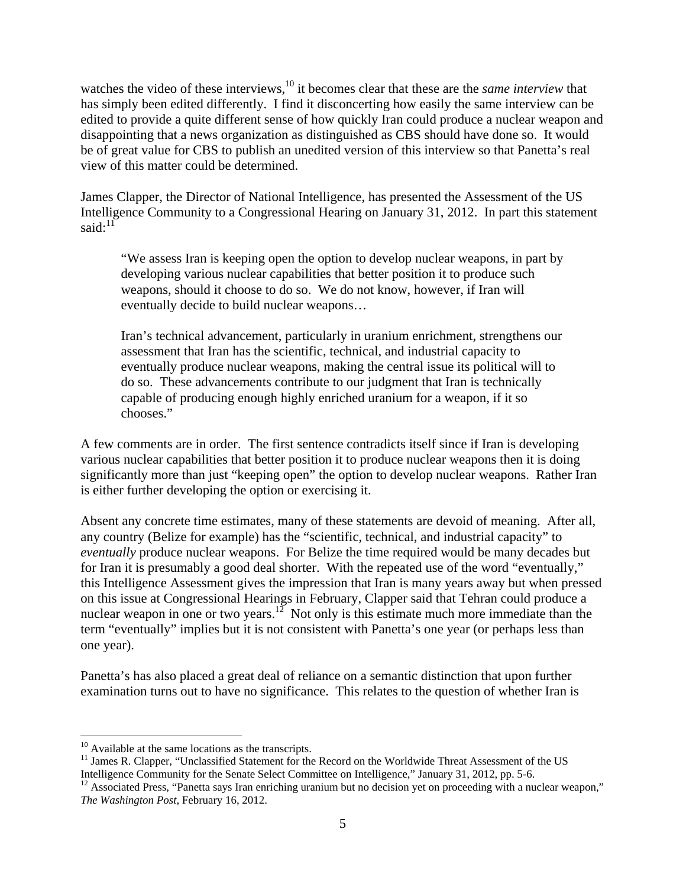watches the video of these interviews,[10] it becomes clear that these are the *same interview* that has simply been edited differently. I find it disconcerting how easily the same interview can be edited to provide a quite different sense of how quickly Iran could produce a nuclear weapon and disappointing that a news organization as distinguished as CBS should have done so. It would be of great value for CBS to publish an unedited version of this interview so that Panetta's real view of this matter could be determined.

James Clapper, the Director of National Intelligence, has presented the Assessment of the US Intelligence Community to a Congressional Hearing on January 31, 2012. In part this statement said:[11]

> "We assess Iran is keeping open the option to develop nuclear weapons, in part by developing various nuclear capabilities that better position it to produce such weapons, should it choose to do so. We do not know, however, if Iran will eventually decide to build nuclear weapons…
>
> Iran's technical advancement, particularly in uranium enrichment, strengthens our assessment that Iran has the scientific, technical, and industrial capacity to eventually produce nuclear weapons, making the central issue its political will to do so. These advancements contribute to our judgment that Iran is technically capable of producing enough highly enriched uranium for a weapon, if it so chooses."

A few comments are in order. The first sentence contradicts itself since if Iran is developing various nuclear capabilities that better position it to produce nuclear weapons then it is doing significantly more than just "keeping open" the option to develop nuclear weapons. Rather Iran is either further developing the option or exercising it.

Absent any concrete time estimates, many of these statements are devoid of meaning. After all, any country (Belize for example) has the "scientific, technical, and industrial capacity" to *eventually* produce nuclear weapons. For Belize the time required would be many decades but for Iran it is presumably a good deal shorter. With the repeated use of the word "eventually," this Intelligence Assessment gives the impression that Iran is many years away but when pressed on this issue at Congressional Hearings in February, Clapper said that Tehran could produce a nuclear weapon in one or two years.[12] Not only is this estimate much more immediate than the term "eventually" implies but it is not consistent with Panetta's one year (or perhaps less than one year).

Panetta's has also placed a great deal of reliance on a semantic distinction that upon further examination turns out to have no significance. This relates to the question of whether Iran is

---

[10] Available at the same locations as the transcripts.

[11] James R. Clapper, "Unclassified Statement for the Record on the Worldwide Threat Assessment of the US Intelligence Community for the Senate Select Committee on Intelligence," January 31, 2012, pp. 5-6.

[12] Associated Press, "Panetta says Iran enriching uranium but no decision yet on proceeding with a nuclear weapon," *The Washington Post*, February 16, 2012.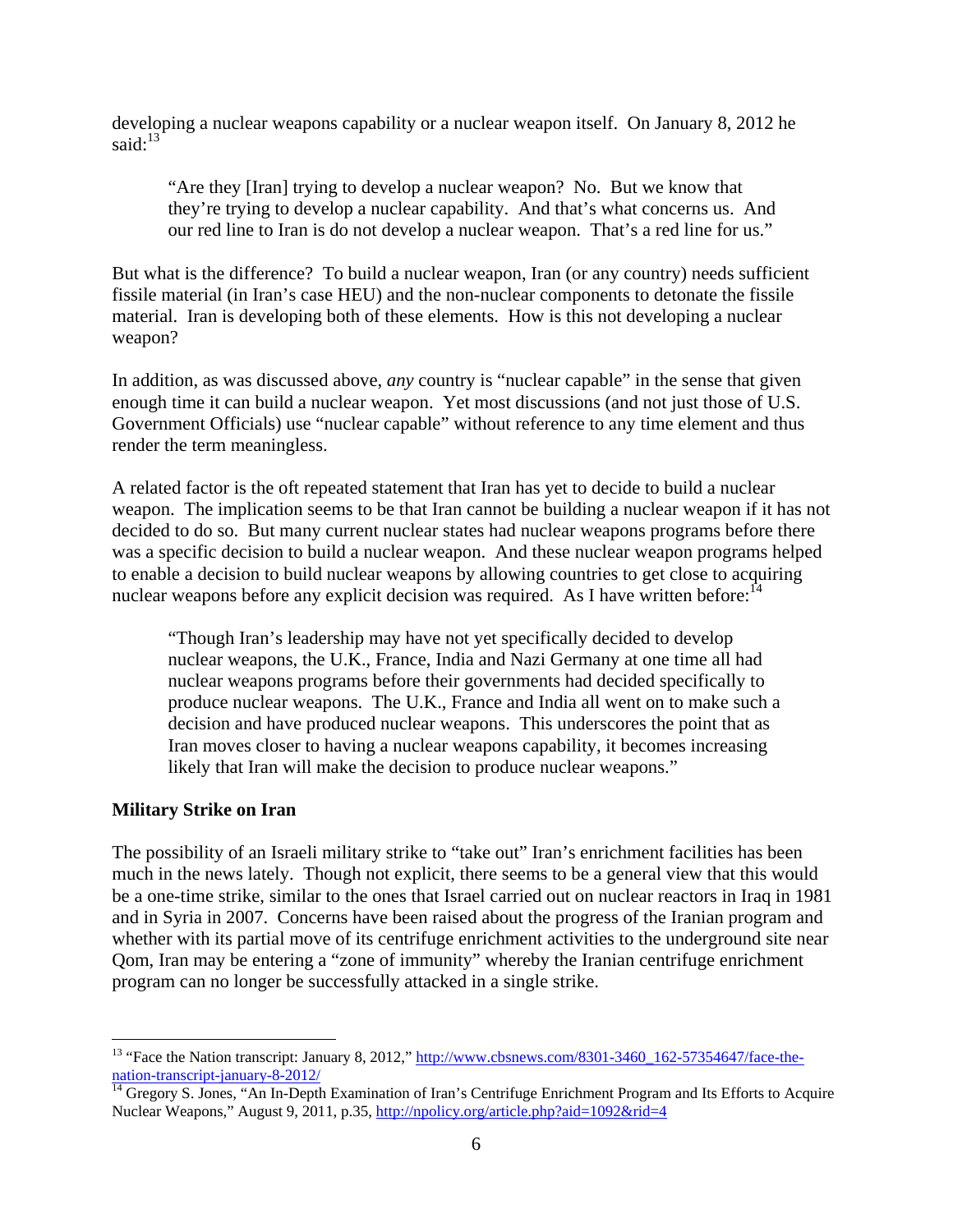developing a nuclear weapons capability or a nuclear weapon itself. On January 8, 2012 he said:[13]

> "Are they [Iran] trying to develop a nuclear weapon? No. But we know that they're trying to develop a nuclear capability. And that's what concerns us. And our red line to Iran is do not develop a nuclear weapon. That's a red line for us."

But what is the difference? To build a nuclear weapon, Iran (or any country) needs sufficient fissile material (in Iran's case HEU) and the non-nuclear components to detonate the fissile material. Iran is developing both of these elements. How is this not developing a nuclear weapon?

In addition, as was discussed above, *any* country is "nuclear capable" in the sense that given enough time it can build a nuclear weapon. Yet most discussions (and not just those of U.S. Government Officials) use "nuclear capable" without reference to any time element and thus render the term meaningless.

A related factor is the oft repeated statement that Iran has yet to decide to build a nuclear weapon. The implication seems to be that Iran cannot be building a nuclear weapon if it has not decided to do so. But many current nuclear states had nuclear weapons programs before there was a specific decision to build a nuclear weapon. And these nuclear weapon programs helped to enable a decision to build nuclear weapons by allowing countries to get close to acquiring nuclear weapons before any explicit decision was required. As I have written before:[14]

> "Though Iran's leadership may have not yet specifically decided to develop nuclear weapons, the U.K., France, India and Nazi Germany at one time all had nuclear weapons programs before their governments had decided specifically to produce nuclear weapons. The U.K., France and India all went on to make such a decision and have produced nuclear weapons. This underscores the point that as Iran moves closer to having a nuclear weapons capability, it becomes increasing likely that Iran will make the decision to produce nuclear weapons."

**Military Strike on Iran**

The possibility of an Israeli military strike to "take out" Iran's enrichment facilities has been much in the news lately. Though not explicit, there seems to be a general view that this would be a one-time strike, similar to the ones that Israel carried out on nuclear reactors in Iraq in 1981 and in Syria in 2007. Concerns have been raised about the progress of the Iranian program and whether with its partial move of its centrifuge enrichment activities to the underground site near Qom, Iran may be entering a "zone of immunity" whereby the Iranian centrifuge enrichment program can no longer be successfully attacked in a single strike.

---

[13] "Face the Nation transcript: January 8, 2012," http://www.cbsnews.com/8301-3460_162-57354647/face-the-nation-transcript-january-8-2012/

[14] Gregory S. Jones, "An In-Depth Examination of Iran's Centrifuge Enrichment Program and Its Efforts to Acquire Nuclear Weapons," August 9, 2011, p.35, http://npolicy.org/article.php?aid=1092&rid=4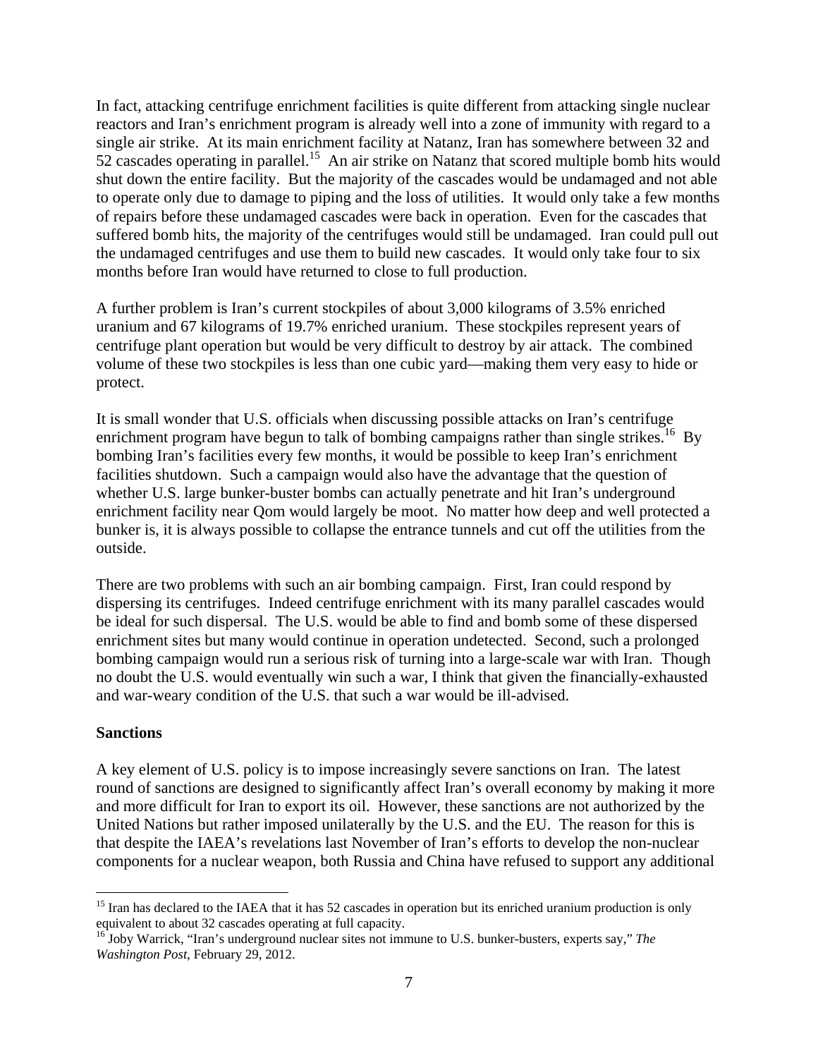In fact, attacking centrifuge enrichment facilities is quite different from attacking single nuclear reactors and Iran's enrichment program is already well into a zone of immunity with regard to a single air strike. At its main enrichment facility at Natanz, Iran has somewhere between 32 and 52 cascades operating in parallel.[15] An air strike on Natanz that scored multiple bomb hits would shut down the entire facility. But the majority of the cascades would be undamaged and not able to operate only due to damage to piping and the loss of utilities. It would only take a few months of repairs before these undamaged cascades were back in operation. Even for the cascades that suffered bomb hits, the majority of the centrifuges would still be undamaged. Iran could pull out the undamaged centrifuges and use them to build new cascades. It would only take four to six months before Iran would have returned to close to full production.

A further problem is Iran's current stockpiles of about 3,000 kilograms of 3.5% enriched uranium and 67 kilograms of 19.7% enriched uranium. These stockpiles represent years of centrifuge plant operation but would be very difficult to destroy by air attack. The combined volume of these two stockpiles is less than one cubic yard—making them very easy to hide or protect.

It is small wonder that U.S. officials when discussing possible attacks on Iran's centrifuge enrichment program have begun to talk of bombing campaigns rather than single strikes.[16] By bombing Iran's facilities every few months, it would be possible to keep Iran's enrichment facilities shutdown. Such a campaign would also have the advantage that the question of whether U.S. large bunker-buster bombs can actually penetrate and hit Iran's underground enrichment facility near Qom would largely be moot. No matter how deep and well protected a bunker is, it is always possible to collapse the entrance tunnels and cut off the utilities from the outside.

There are two problems with such an air bombing campaign. First, Iran could respond by dispersing its centrifuges. Indeed centrifuge enrichment with its many parallel cascades would be ideal for such dispersal. The U.S. would be able to find and bomb some of these dispersed enrichment sites but many would continue in operation undetected. Second, such a prolonged bombing campaign would run a serious risk of turning into a large-scale war with Iran. Though no doubt the U.S. would eventually win such a war, I think that given the financially-exhausted and war-weary condition of the U.S. that such a war would be ill-advised.

**Sanctions**

A key element of U.S. policy is to impose increasingly severe sanctions on Iran. The latest round of sanctions are designed to significantly affect Iran's overall economy by making it more and more difficult for Iran to export its oil. However, these sanctions are not authorized by the United Nations but rather imposed unilaterally by the U.S. and the EU. The reason for this is that despite the IAEA's revelations last November of Iran's efforts to develop the non-nuclear components for a nuclear weapon, both Russia and China have refused to support any additional

---

[15] Iran has declared to the IAEA that it has 52 cascades in operation but its enriched uranium production is only equivalent to about 32 cascades operating at full capacity.

[16] Joby Warrick, "Iran's underground nuclear sites not immune to U.S. bunker-busters, experts say," *The Washington Post*, February 29, 2012.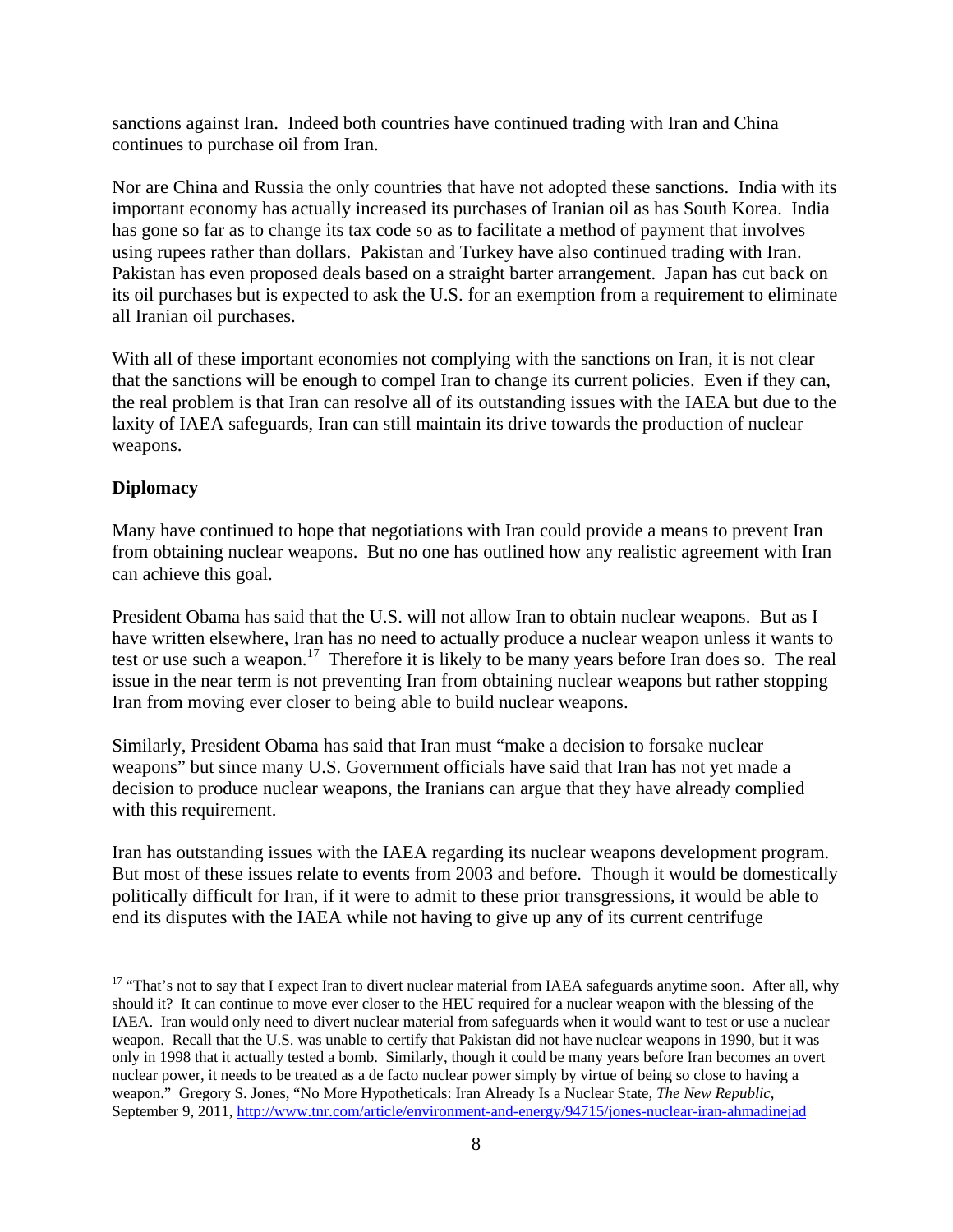sanctions against Iran. Indeed both countries have continued trading with Iran and China continues to purchase oil from Iran.

Nor are China and Russia the only countries that have not adopted these sanctions. India with its important economy has actually increased its purchases of Iranian oil as has South Korea. India has gone so far as to change its tax code so as to facilitate a method of payment that involves using rupees rather than dollars. Pakistan and Turkey have also continued trading with Iran. Pakistan has even proposed deals based on a straight barter arrangement. Japan has cut back on its oil purchases but is expected to ask the U.S. for an exemption from a requirement to eliminate all Iranian oil purchases.

With all of these important economies not complying with the sanctions on Iran, it is not clear that the sanctions will be enough to compel Iran to change its current policies. Even if they can, the real problem is that Iran can resolve all of its outstanding issues with the IAEA but due to the laxity of IAEA safeguards, Iran can still maintain its drive towards the production of nuclear weapons.

**Diplomacy**

Many have continued to hope that negotiations with Iran could provide a means to prevent Iran from obtaining nuclear weapons. But no one has outlined how any realistic agreement with Iran can achieve this goal.

President Obama has said that the U.S. will not allow Iran to obtain nuclear weapons. But as I have written elsewhere, Iran has no need to actually produce a nuclear weapon unless it wants to test or use such a weapon.[17] Therefore it is likely to be many years before Iran does so. The real issue in the near term is not preventing Iran from obtaining nuclear weapons but rather stopping Iran from moving ever closer to being able to build nuclear weapons.

Similarly, President Obama has said that Iran must "make a decision to forsake nuclear weapons" but since many U.S. Government officials have said that Iran has not yet made a decision to produce nuclear weapons, the Iranians can argue that they have already complied with this requirement.

Iran has outstanding issues with the IAEA regarding its nuclear weapons development program. But most of these issues relate to events from 2003 and before. Though it would be domestically politically difficult for Iran, if it were to admit to these prior transgressions, it would be able to end its disputes with the IAEA while not having to give up any of its current centrifuge

---

[17] "That's not to say that I expect Iran to divert nuclear material from IAEA safeguards anytime soon. After all, why should it? It can continue to move ever closer to the HEU required for a nuclear weapon with the blessing of the IAEA. Iran would only need to divert nuclear material from safeguards when it would want to test or use a nuclear weapon. Recall that the U.S. was unable to certify that Pakistan did not have nuclear weapons in 1990, but it was only in 1998 that it actually tested a bomb. Similarly, though it could be many years before Iran becomes an overt nuclear power, it needs to be treated as a de facto nuclear power simply by virtue of being so close to having a weapon." Gregory S. Jones, "No More Hypotheticals: Iran Already Is a Nuclear State, *The New Republic*, September 9, 2011, http://www.tnr.com/article/environment-and-energy/94715/jones-nuclear-iran-ahmadinejad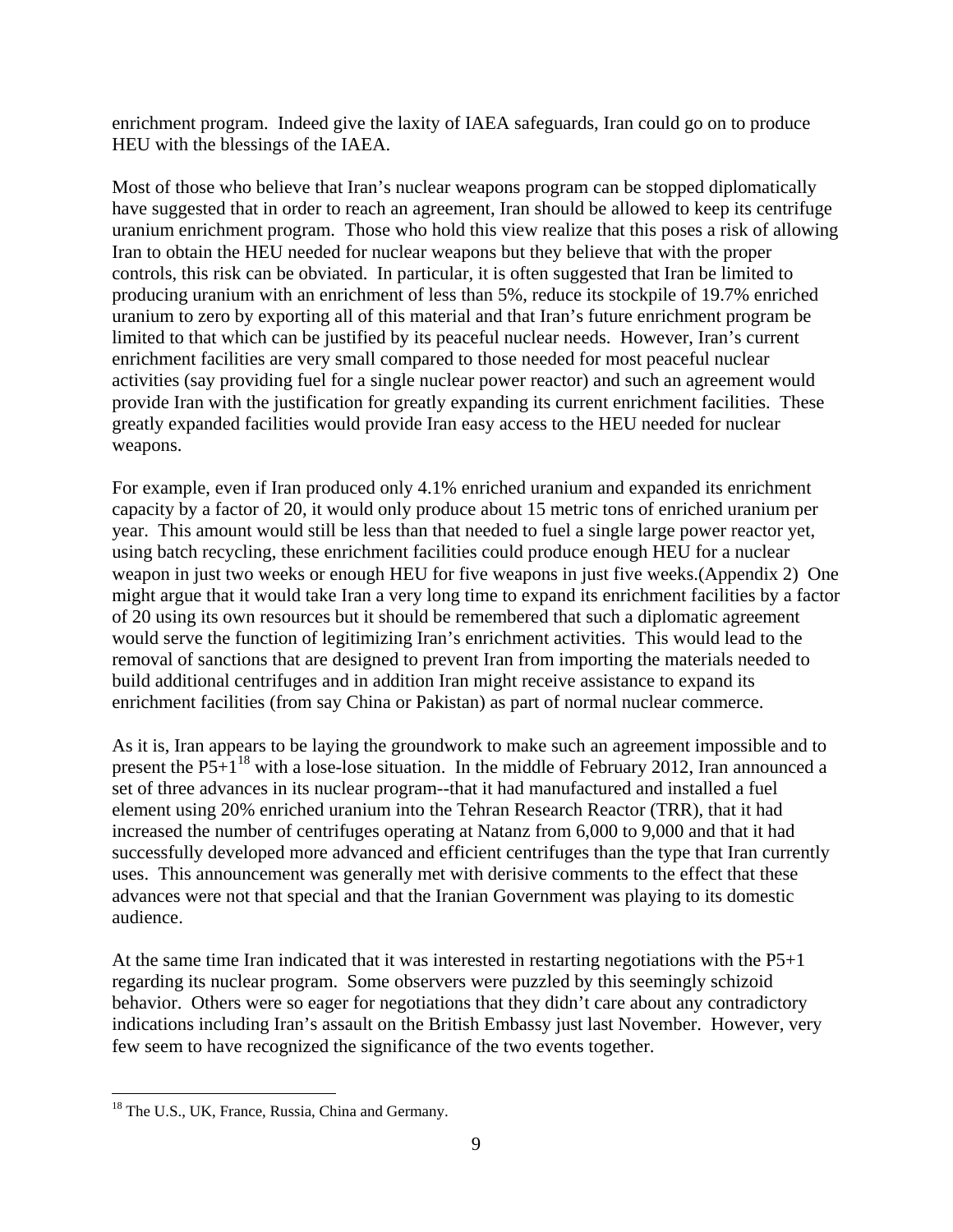enrichment program. Indeed give the laxity of IAEA safeguards, Iran could go on to produce HEU with the blessings of the IAEA.

Most of those who believe that Iran's nuclear weapons program can be stopped diplomatically have suggested that in order to reach an agreement, Iran should be allowed to keep its centrifuge uranium enrichment program. Those who hold this view realize that this poses a risk of allowing Iran to obtain the HEU needed for nuclear weapons but they believe that with the proper controls, this risk can be obviated. In particular, it is often suggested that Iran be limited to producing uranium with an enrichment of less than 5%, reduce its stockpile of 19.7% enriched uranium to zero by exporting all of this material and that Iran's future enrichment program be limited to that which can be justified by its peaceful nuclear needs. However, Iran's current enrichment facilities are very small compared to those needed for most peaceful nuclear activities (say providing fuel for a single nuclear power reactor) and such an agreement would provide Iran with the justification for greatly expanding its current enrichment facilities. These greatly expanded facilities would provide Iran easy access to the HEU needed for nuclear weapons.

For example, even if Iran produced only 4.1% enriched uranium and expanded its enrichment capacity by a factor of 20, it would only produce about 15 metric tons of enriched uranium per year. This amount would still be less than that needed to fuel a single large power reactor yet, using batch recycling, these enrichment facilities could produce enough HEU for a nuclear weapon in just two weeks or enough HEU for five weapons in just five weeks.(Appendix 2) One might argue that it would take Iran a very long time to expand its enrichment facilities by a factor of 20 using its own resources but it should be remembered that such a diplomatic agreement would serve the function of legitimizing Iran's enrichment activities. This would lead to the removal of sanctions that are designed to prevent Iran from importing the materials needed to build additional centrifuges and in addition Iran might receive assistance to expand its enrichment facilities (from say China or Pakistan) as part of normal nuclear commerce.

As it is, Iran appears to be laying the groundwork to make such an agreement impossible and to present the P5+1[18] with a lose-lose situation. In the middle of February 2012, Iran announced a set of three advances in its nuclear program--that it had manufactured and installed a fuel element using 20% enriched uranium into the Tehran Research Reactor (TRR), that it had increased the number of centrifuges operating at Natanz from 6,000 to 9,000 and that it had successfully developed more advanced and efficient centrifuges than the type that Iran currently uses. This announcement was generally met with derisive comments to the effect that these advances were not that special and that the Iranian Government was playing to its domestic audience.

At the same time Iran indicated that it was interested in restarting negotiations with the P5+1 regarding its nuclear program. Some observers were puzzled by this seemingly schizoid behavior. Others were so eager for negotiations that they didn't care about any contradictory indications including Iran's assault on the British Embassy just last November. However, very few seem to have recognized the significance of the two events together.

[18] The U.S., UK, France, Russia, China and Germany.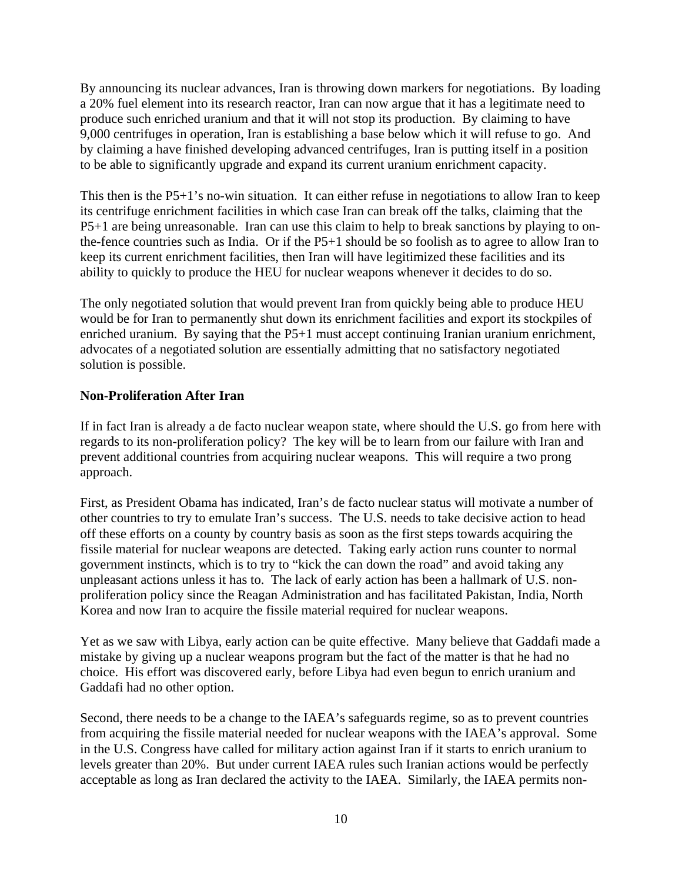By announcing its nuclear advances, Iran is throwing down markers for negotiations. By loading a 20% fuel element into its research reactor, Iran can now argue that it has a legitimate need to produce such enriched uranium and that it will not stop its production. By claiming to have 9,000 centrifuges in operation, Iran is establishing a base below which it will refuse to go. And by claiming a have finished developing advanced centrifuges, Iran is putting itself in a position to be able to significantly upgrade and expand its current uranium enrichment capacity.

This then is the P5+1's no-win situation. It can either refuse in negotiations to allow Iran to keep its centrifuge enrichment facilities in which case Iran can break off the talks, claiming that the P5+1 are being unreasonable. Iran can use this claim to help to break sanctions by playing to on-the-fence countries such as India. Or if the P5+1 should be so foolish as to agree to allow Iran to keep its current enrichment facilities, then Iran will have legitimized these facilities and its ability to quickly to produce the HEU for nuclear weapons whenever it decides to do so.

The only negotiated solution that would prevent Iran from quickly being able to produce HEU would be for Iran to permanently shut down its enrichment facilities and export its stockpiles of enriched uranium. By saying that the P5+1 must accept continuing Iranian uranium enrichment, advocates of a negotiated solution are essentially admitting that no satisfactory negotiated solution is possible.

**Non-Proliferation After Iran**

If in fact Iran is already a de facto nuclear weapon state, where should the U.S. go from here with regards to its non-proliferation policy? The key will be to learn from our failure with Iran and prevent additional countries from acquiring nuclear weapons. This will require a two prong approach.

First, as President Obama has indicated, Iran's de facto nuclear status will motivate a number of other countries to try to emulate Iran's success. The U.S. needs to take decisive action to head off these efforts on a county by country basis as soon as the first steps towards acquiring the fissile material for nuclear weapons are detected. Taking early action runs counter to normal government instincts, which is to try to "kick the can down the road" and avoid taking any unpleasant actions unless it has to. The lack of early action has been a hallmark of U.S. non-proliferation policy since the Reagan Administration and has facilitated Pakistan, India, North Korea and now Iran to acquire the fissile material required for nuclear weapons.

Yet as we saw with Libya, early action can be quite effective. Many believe that Gaddafi made a mistake by giving up a nuclear weapons program but the fact of the matter is that he had no choice. His effort was discovered early, before Libya had even begun to enrich uranium and Gaddafi had no other option.

Second, there needs to be a change to the IAEA's safeguards regime, so as to prevent countries from acquiring the fissile material needed for nuclear weapons with the IAEA's approval. Some in the U.S. Congress have called for military action against Iran if it starts to enrich uranium to levels greater than 20%. But under current IAEA rules such Iranian actions would be perfectly acceptable as long as Iran declared the activity to the IAEA. Similarly, the IAEA permits non-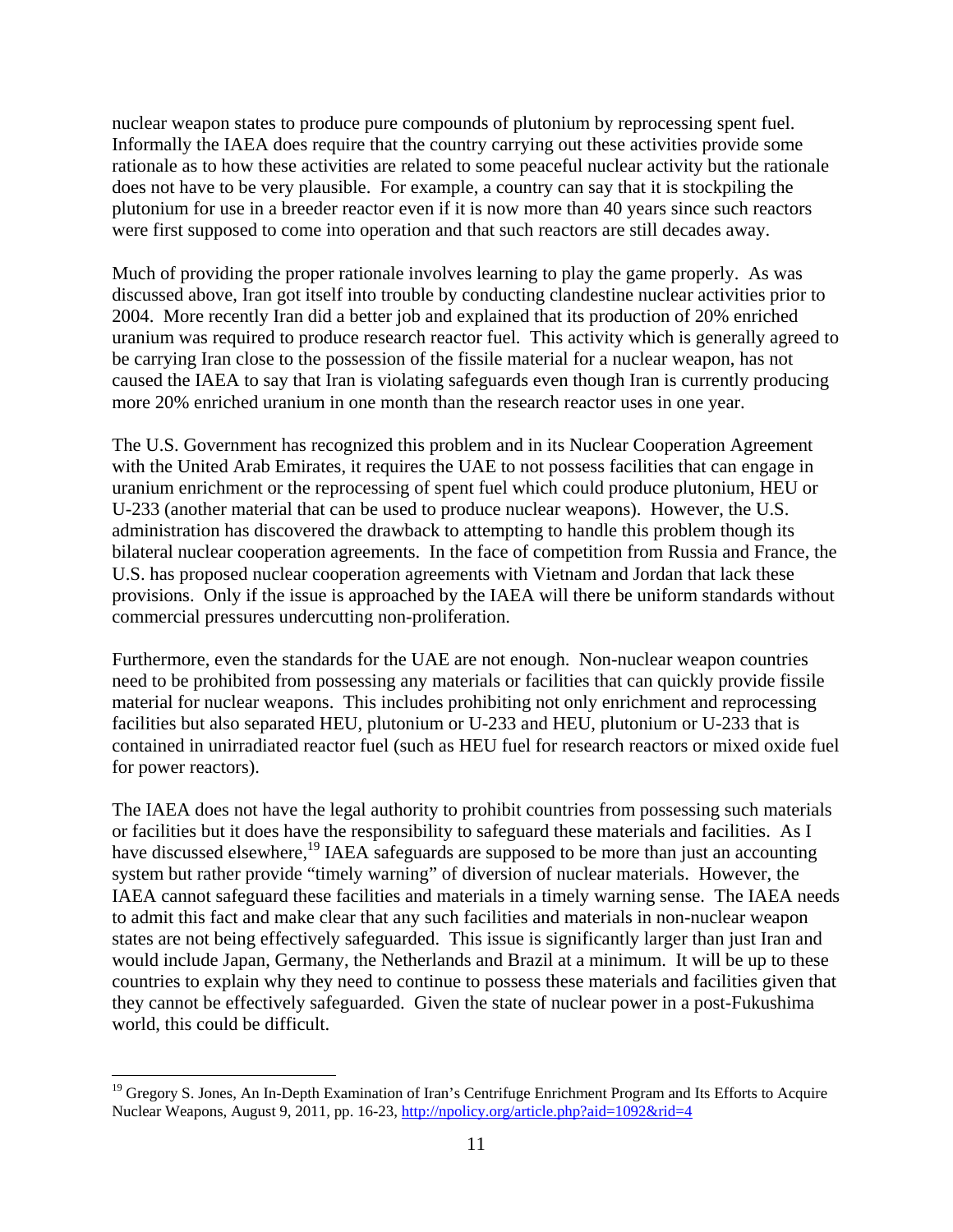nuclear weapon states to produce pure compounds of plutonium by reprocessing spent fuel. Informally the IAEA does require that the country carrying out these activities provide some rationale as to how these activities are related to some peaceful nuclear activity but the rationale does not have to be very plausible. For example, a country can say that it is stockpiling the plutonium for use in a breeder reactor even if it is now more than 40 years since such reactors were first supposed to come into operation and that such reactors are still decades away.

Much of providing the proper rationale involves learning to play the game properly. As was discussed above, Iran got itself into trouble by conducting clandestine nuclear activities prior to 2004. More recently Iran did a better job and explained that its production of 20% enriched uranium was required to produce research reactor fuel. This activity which is generally agreed to be carrying Iran close to the possession of the fissile material for a nuclear weapon, has not caused the IAEA to say that Iran is violating safeguards even though Iran is currently producing more 20% enriched uranium in one month than the research reactor uses in one year.

The U.S. Government has recognized this problem and in its Nuclear Cooperation Agreement with the United Arab Emirates, it requires the UAE to not possess facilities that can engage in uranium enrichment or the reprocessing of spent fuel which could produce plutonium, HEU or U-233 (another material that can be used to produce nuclear weapons). However, the U.S. administration has discovered the drawback to attempting to handle this problem though its bilateral nuclear cooperation agreements. In the face of competition from Russia and France, the U.S. has proposed nuclear cooperation agreements with Vietnam and Jordan that lack these provisions. Only if the issue is approached by the IAEA will there be uniform standards without commercial pressures undercutting non-proliferation.

Furthermore, even the standards for the UAE are not enough. Non-nuclear weapon countries need to be prohibited from possessing any materials or facilities that can quickly provide fissile material for nuclear weapons. This includes prohibiting not only enrichment and reprocessing facilities but also separated HEU, plutonium or U-233 and HEU, plutonium or U-233 that is contained in unirradiated reactor fuel (such as HEU fuel for research reactors or mixed oxide fuel for power reactors).

The IAEA does not have the legal authority to prohibit countries from possessing such materials or facilities but it does have the responsibility to safeguard these materials and facilities. As I have discussed elsewhere,[19] IAEA safeguards are supposed to be more than just an accounting system but rather provide "timely warning" of diversion of nuclear materials. However, the IAEA cannot safeguard these facilities and materials in a timely warning sense. The IAEA needs to admit this fact and make clear that any such facilities and materials in non-nuclear weapon states are not being effectively safeguarded. This issue is significantly larger than just Iran and would include Japan, Germany, the Netherlands and Brazil at a minimum. It will be up to these countries to explain why they need to continue to possess these materials and facilities given that they cannot be effectively safeguarded. Given the state of nuclear power in a post-Fukushima world, this could be difficult.

---

[19] Gregory S. Jones, An In-Depth Examination of Iran's Centrifuge Enrichment Program and Its Efforts to Acquire Nuclear Weapons, August 9, 2011, pp. 16-23, http://npolicy.org/article.php?aid=1092&rid=4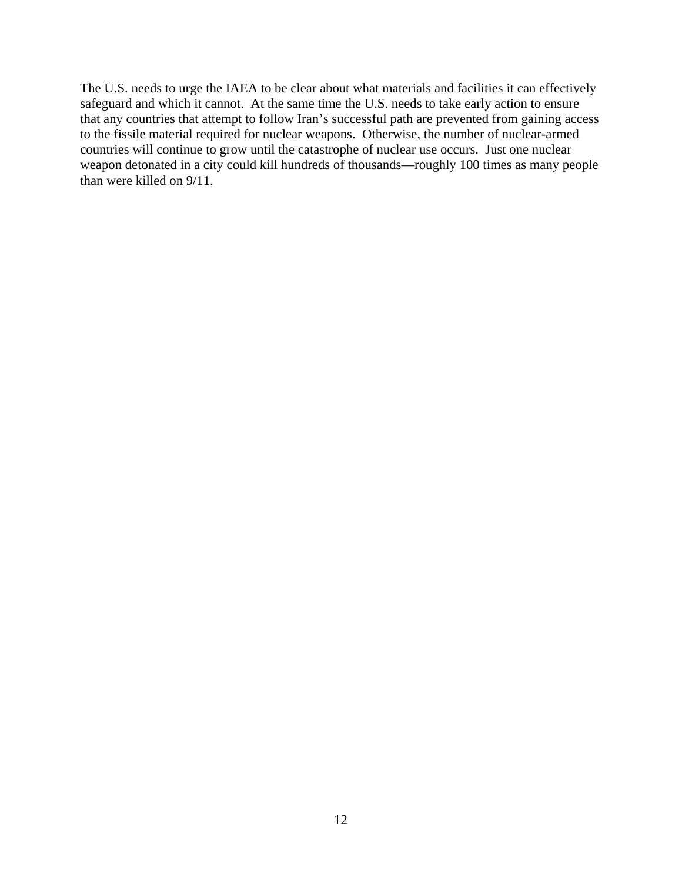The U.S. needs to urge the IAEA to be clear about what materials and facilities it can effectively safeguard and which it cannot. At the same time the U.S. needs to take early action to ensure that any countries that attempt to follow Iran's successful path are prevented from gaining access to the fissile material required for nuclear weapons. Otherwise, the number of nuclear-armed countries will continue to grow until the catastrophe of nuclear use occurs. Just one nuclear weapon detonated in a city could kill hundreds of thousands—roughly 100 times as many people than were killed on 9/11.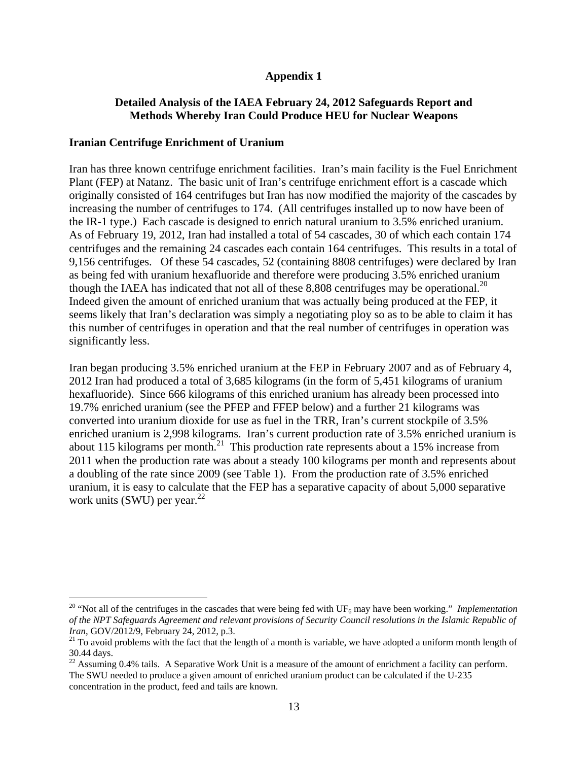## Appendix 1

### Detailed Analysis of the IAEA February 24, 2012 Safeguards Report and Methods Whereby Iran Could Produce HEU for Nuclear Weapons

#### Iranian Centrifuge Enrichment of Uranium

Iran has three known centrifuge enrichment facilities. Iran's main facility is the Fuel Enrichment Plant (FEP) at Natanz. The basic unit of Iran's centrifuge enrichment effort is a cascade which originally consisted of 164 centrifuges but Iran has now modified the majority of the cascades by increasing the number of centrifuges to 174. (All centrifuges installed up to now have been of the IR-1 type.) Each cascade is designed to enrich natural uranium to 3.5% enriched uranium. As of February 19, 2012, Iran had installed a total of 54 cascades, 30 of which each contain 174 centrifuges and the remaining 24 cascades each contain 164 centrifuges. This results in a total of 9,156 centrifuges. Of these 54 cascades, 52 (containing 8808 centrifuges) were declared by Iran as being fed with uranium hexafluoride and therefore were producing 3.5% enriched uranium though the IAEA has indicated that not all of these 8,808 centrifuges may be operational.[20] Indeed given the amount of enriched uranium that was actually being produced at the FEP, it seems likely that Iran's declaration was simply a negotiating ploy so as to be able to claim it has this number of centrifuges in operation and that the real number of centrifuges in operation was significantly less.

Iran began producing 3.5% enriched uranium at the FEP in February 2007 and as of February 4, 2012 Iran had produced a total of 3,685 kilograms (in the form of 5,451 kilograms of uranium hexafluoride). Since 666 kilograms of this enriched uranium has already been processed into 19.7% enriched uranium (see the PFEP and FFEP below) and a further 21 kilograms was converted into uranium dioxide for use as fuel in the TRR, Iran's current stockpile of 3.5% enriched uranium is 2,998 kilograms. Iran's current production rate of 3.5% enriched uranium is about 115 kilograms per month.[21] This production rate represents about a 15% increase from 2011 when the production rate was about a steady 100 kilograms per month and represents about a doubling of the rate since 2009 (see Table 1). From the production rate of 3.5% enriched uranium, it is easy to calculate that the FEP has a separative capacity of about 5,000 separative work units (SWU) per year.[22]

---

[20] "Not all of the centrifuges in the cascades that were being fed with $UF_6$ may have been working." *Implementation of the NPT Safeguards Agreement and relevant provisions of Security Council resolutions in the Islamic Republic of Iran*, GOV/2012/9, February 24, 2012, p.3.

[21] To avoid problems with the fact that the length of a month is variable, we have adopted a uniform month length of 30.44 days.

[22] Assuming 0.4% tails. A Separative Work Unit is a measure of the amount of enrichment a facility can perform. The SWU needed to produce a given amount of enriched uranium product can be calculated if the U-235 concentration in the product, feed and tails are known.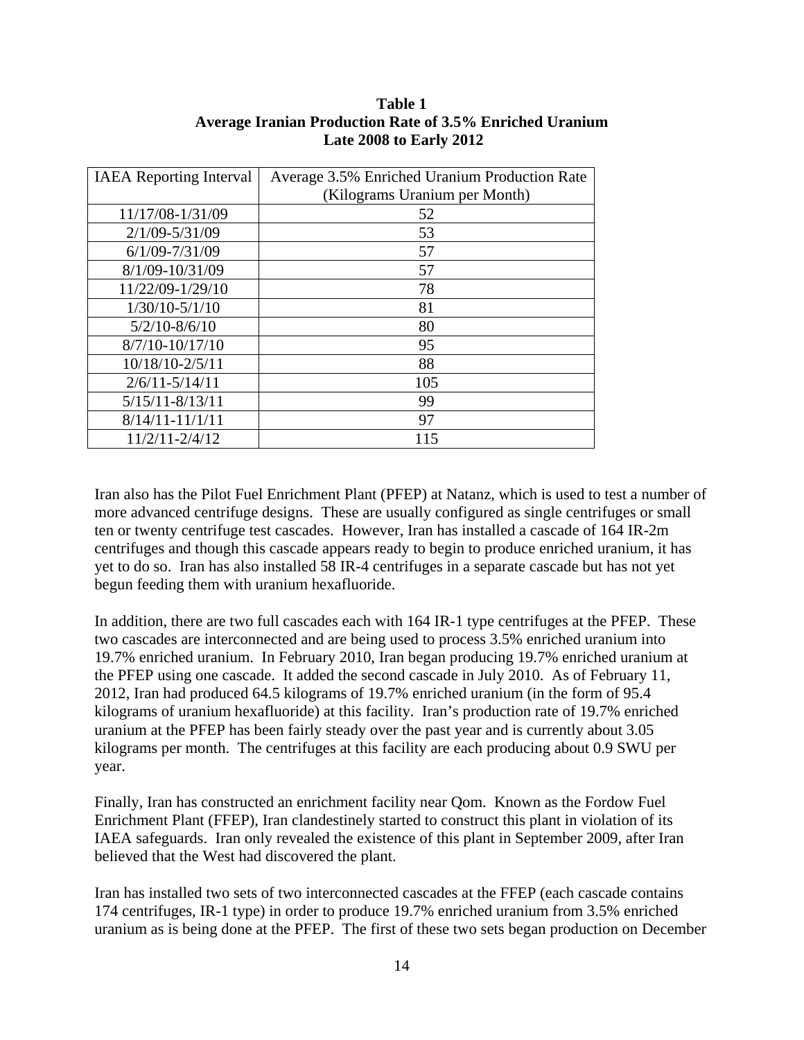**Table 1**
**Average Iranian Production Rate of 3.5% Enriched Uranium**
**Late 2008 to Early 2012**

| IAEA Reporting Interval | Average 3.5% Enriched Uranium Production Rate (Kilograms Uranium per Month) |
|---|---|
| 11/17/08-1/31/09 | 52 |
| 2/1/09-5/31/09 | 53 |
| 6/1/09-7/31/09 | 57 |
| 8/1/09-10/31/09 | 57 |
| 11/22/09-1/29/10 | 78 |
| 1/30/10-5/1/10 | 81 |
| 5/2/10-8/6/10 | 80 |
| 8/7/10-10/17/10 | 95 |
| 10/18/10-2/5/11 | 88 |
| 2/6/11-5/14/11 | 105 |
| 5/15/11-8/13/11 | 99 |
| 8/14/11-11/1/11 | 97 |
| 11/2/11-2/4/12 | 115 |

Iran also has the Pilot Fuel Enrichment Plant (PFEP) at Natanz, which is used to test a number of more advanced centrifuge designs. These are usually configured as single centrifuges or small ten or twenty centrifuge test cascades. However, Iran has installed a cascade of 164 IR-2m centrifuges and though this cascade appears ready to begin to produce enriched uranium, it has yet to do so. Iran has also installed 58 IR-4 centrifuges in a separate cascade but has not yet begun feeding them with uranium hexafluoride.

In addition, there are two full cascades each with 164 IR-1 type centrifuges at the PFEP. These two cascades are interconnected and are being used to process 3.5% enriched uranium into 19.7% enriched uranium. In February 2010, Iran began producing 19.7% enriched uranium at the PFEP using one cascade. It added the second cascade in July 2010. As of February 11, 2012, Iran had produced 64.5 kilograms of 19.7% enriched uranium (in the form of 95.4 kilograms of uranium hexafluoride) at this facility. Iran's production rate of 19.7% enriched uranium at the PFEP has been fairly steady over the past year and is currently about 3.05 kilograms per month. The centrifuges at this facility are each producing about 0.9 SWU per year.

Finally, Iran has constructed an enrichment facility near Qom. Known as the Fordow Fuel Enrichment Plant (FFEP), Iran clandestinely started to construct this plant in violation of its IAEA safeguards. Iran only revealed the existence of this plant in September 2009, after Iran believed that the West had discovered the plant.

Iran has installed two sets of two interconnected cascades at the FFEP (each cascade contains 174 centrifuges, IR-1 type) in order to produce 19.7% enriched uranium from 3.5% enriched uranium as is being done at the PFEP. The first of these two sets began production on December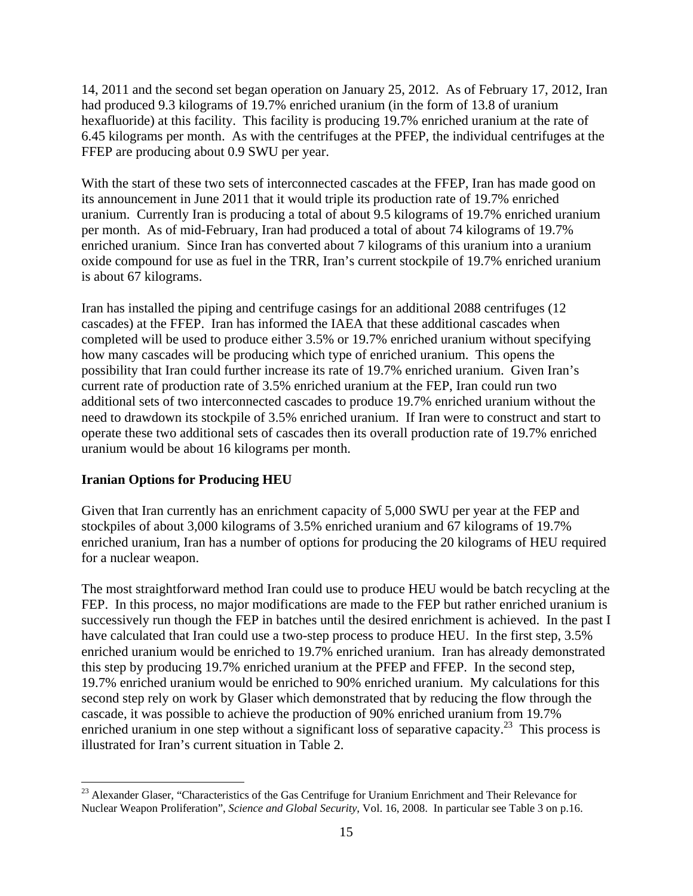14, 2011 and the second set began operation on January 25, 2012. As of February 17, 2012, Iran had produced 9.3 kilograms of 19.7% enriched uranium (in the form of 13.8 of uranium hexafluoride) at this facility. This facility is producing 19.7% enriched uranium at the rate of 6.45 kilograms per month. As with the centrifuges at the PFEP, the individual centrifuges at the FFEP are producing about 0.9 SWU per year.

With the start of these two sets of interconnected cascades at the FFEP, Iran has made good on its announcement in June 2011 that it would triple its production rate of 19.7% enriched uranium. Currently Iran is producing a total of about 9.5 kilograms of 19.7% enriched uranium per month. As of mid-February, Iran had produced a total of about 74 kilograms of 19.7% enriched uranium. Since Iran has converted about 7 kilograms of this uranium into a uranium oxide compound for use as fuel in the TRR, Iran's current stockpile of 19.7% enriched uranium is about 67 kilograms.

Iran has installed the piping and centrifuge casings for an additional 2088 centrifuges (12 cascades) at the FFEP. Iran has informed the IAEA that these additional cascades when completed will be used to produce either 3.5% or 19.7% enriched uranium without specifying how many cascades will be producing which type of enriched uranium. This opens the possibility that Iran could further increase its rate of 19.7% enriched uranium. Given Iran's current rate of production rate of 3.5% enriched uranium at the FEP, Iran could run two additional sets of two interconnected cascades to produce 19.7% enriched uranium without the need to drawdown its stockpile of 3.5% enriched uranium. If Iran were to construct and start to operate these two additional sets of cascades then its overall production rate of 19.7% enriched uranium would be about 16 kilograms per month.

**Iranian Options for Producing HEU**

Given that Iran currently has an enrichment capacity of 5,000 SWU per year at the FEP and stockpiles of about 3,000 kilograms of 3.5% enriched uranium and 67 kilograms of 19.7% enriched uranium, Iran has a number of options for producing the 20 kilograms of HEU required for a nuclear weapon.

The most straightforward method Iran could use to produce HEU would be batch recycling at the FEP. In this process, no major modifications are made to the FEP but rather enriched uranium is successively run though the FEP in batches until the desired enrichment is achieved. In the past I have calculated that Iran could use a two-step process to produce HEU. In the first step, 3.5% enriched uranium would be enriched to 19.7% enriched uranium. Iran has already demonstrated this step by producing 19.7% enriched uranium at the PFEP and FFEP. In the second step, 19.7% enriched uranium would be enriched to 90% enriched uranium. My calculations for this second step rely on work by Glaser which demonstrated that by reducing the flow through the cascade, it was possible to achieve the production of 90% enriched uranium from 19.7% enriched uranium in one step without a significant loss of separative capacity.[23] This process is illustrated for Iran's current situation in Table 2.

[23] Alexander Glaser, "Characteristics of the Gas Centrifuge for Uranium Enrichment and Their Relevance for Nuclear Weapon Proliferation", *Science and Global Security*, Vol. 16, 2008. In particular see Table 3 on p.16.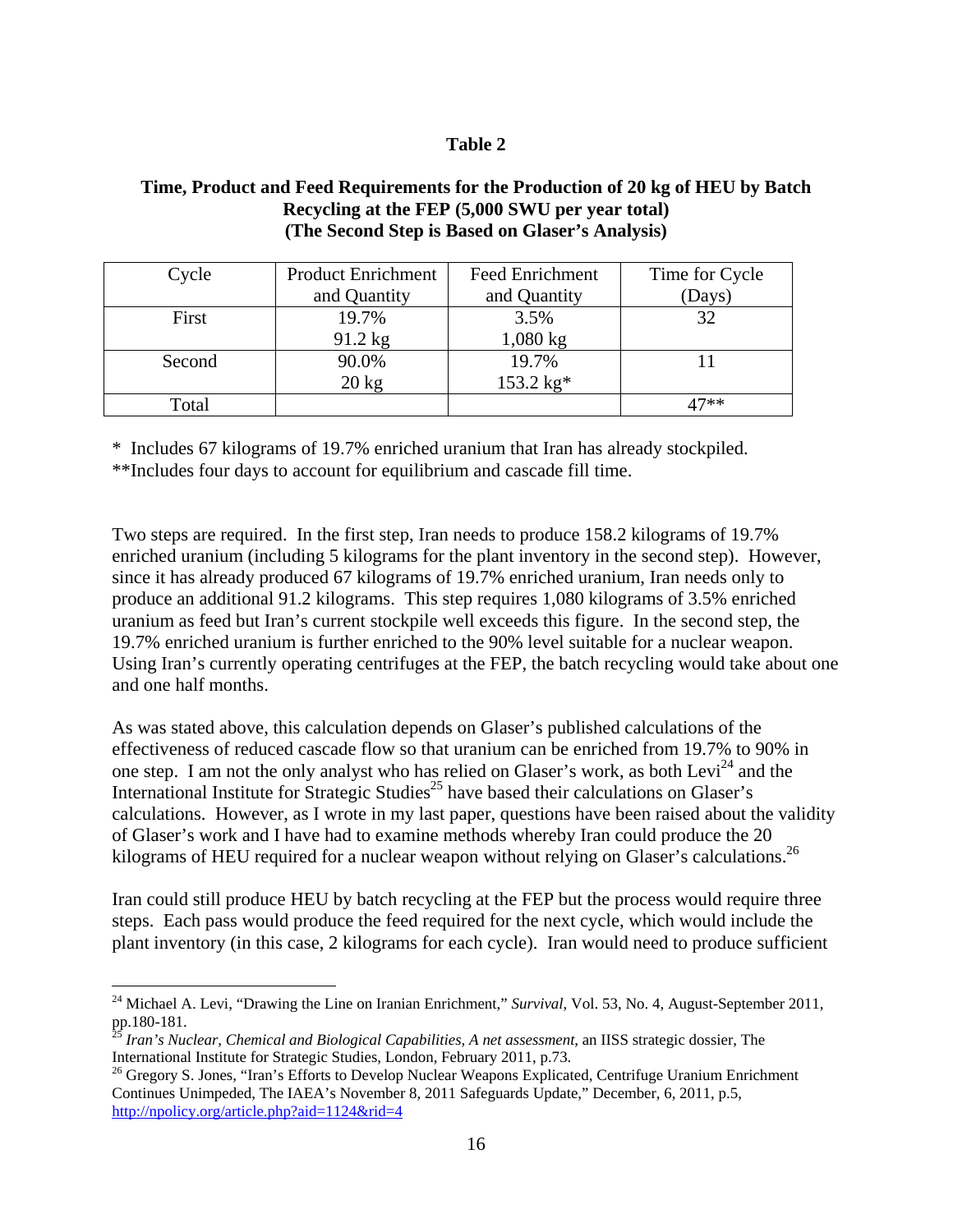**Table 2**

**Time, Product and Feed Requirements for the Production of 20 kg of HEU by Batch Recycling at the FEP (5,000 SWU per year total) (The Second Step is Based on Glaser's Analysis)**

| Cycle | Product Enrichment and Quantity | Feed Enrichment and Quantity | Time for Cycle (Days) |
|---|---|---|---|
| First | 19.7% 91.2 kg | 3.5% 1,080 kg | 32 |
| Second | 90.0% 20 kg | 19.7% 153.2 kg* | 11 |
| Total | | | 47** |

\* Includes 67 kilograms of 19.7% enriched uranium that Iran has already stockpiled.
**Includes four days to account for equilibrium and cascade fill time.

Two steps are required. In the first step, Iran needs to produce 158.2 kilograms of 19.7% enriched uranium (including 5 kilograms for the plant inventory in the second step). However, since it has already produced 67 kilograms of 19.7% enriched uranium, Iran needs only to produce an additional 91.2 kilograms. This step requires 1,080 kilograms of 3.5% enriched uranium as feed but Iran's current stockpile well exceeds this figure. In the second step, the 19.7% enriched uranium is further enriched to the 90% level suitable for a nuclear weapon. Using Iran's currently operating centrifuges at the FEP, the batch recycling would take about one and one half months.

As was stated above, this calculation depends on Glaser's published calculations of the effectiveness of reduced cascade flow so that uranium can be enriched from 19.7% to 90% in one step. I am not the only analyst who has relied on Glaser's work, as both Levi[24] and the International Institute for Strategic Studies[25] have based their calculations on Glaser's calculations. However, as I wrote in my last paper, questions have been raised about the validity of Glaser's work and I have had to examine methods whereby Iran could produce the 20 kilograms of HEU required for a nuclear weapon without relying on Glaser's calculations.[26]

Iran could still produce HEU by batch recycling at the FEP but the process would require three steps. Each pass would produce the feed required for the next cycle, which would include the plant inventory (in this case, 2 kilograms for each cycle). Iran would need to produce sufficient

---

[24] Michael A. Levi, "Drawing the Line on Iranian Enrichment," *Survival*, Vol. 53, No. 4, August-September 2011, pp.180-181.

[25] *Iran's Nuclear, Chemical and Biological Capabilities, A net assessment*, an IISS strategic dossier, The International Institute for Strategic Studies, London, February 2011, p.73.

[26] Gregory S. Jones, "Iran's Efforts to Develop Nuclear Weapons Explicated, Centrifuge Uranium Enrichment Continues Unimpeded, The IAEA's November 8, 2011 Safeguards Update," December, 6, 2011, p.5, http://npolicy.org/article.php?aid=1124&rid=4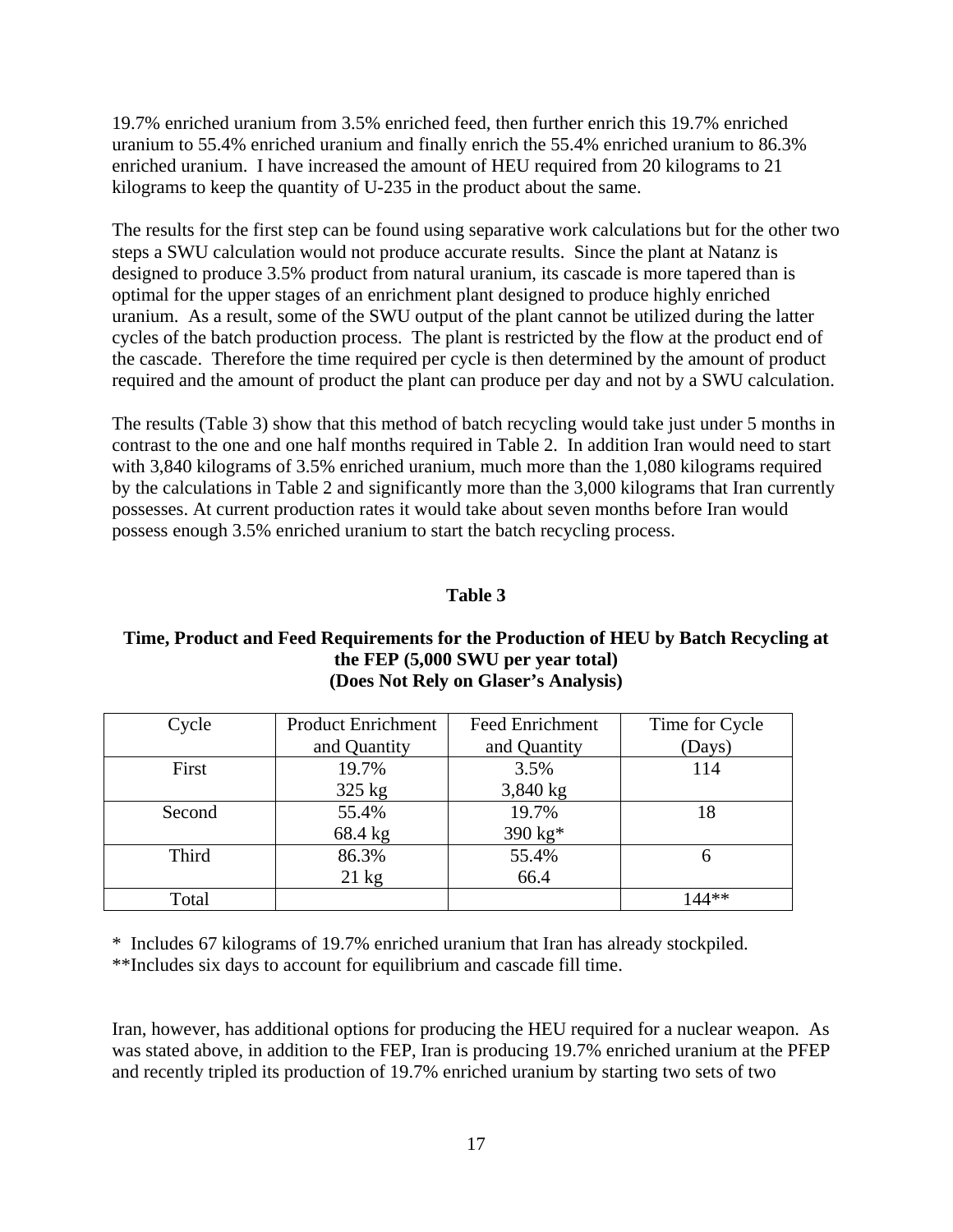19.7% enriched uranium from 3.5% enriched feed, then further enrich this 19.7% enriched uranium to 55.4% enriched uranium and finally enrich the 55.4% enriched uranium to 86.3% enriched uranium. I have increased the amount of HEU required from 20 kilograms to 21 kilograms to keep the quantity of U-235 in the product about the same.

The results for the first step can be found using separative work calculations but for the other two steps a SWU calculation would not produce accurate results. Since the plant at Natanz is designed to produce 3.5% product from natural uranium, its cascade is more tapered than is optimal for the upper stages of an enrichment plant designed to produce highly enriched uranium. As a result, some of the SWU output of the plant cannot be utilized during the latter cycles of the batch production process. The plant is restricted by the flow at the product end of the cascade. Therefore the time required per cycle is then determined by the amount of product required and the amount of product the plant can produce per day and not by a SWU calculation.

The results (Table 3) show that this method of batch recycling would take just under 5 months in contrast to the one and one half months required in Table 2. In addition Iran would need to start with 3,840 kilograms of 3.5% enriched uranium, much more than the 1,080 kilograms required by the calculations in Table 2 and significantly more than the 3,000 kilograms that Iran currently possesses. At current production rates it would take about seven months before Iran would possess enough 3.5% enriched uranium to start the batch recycling process.

**Table 3**

**Time, Product and Feed Requirements for the Production of HEU by Batch Recycling at the FEP (5,000 SWU per year total)**
**(Does Not Rely on Glaser's Analysis)**

| Cycle | Product Enrichment and Quantity | Feed Enrichment and Quantity | Time for Cycle (Days) |
|---|---|---|---|
| First | 19.7% 325 kg | 3.5% 3,840 kg | 114 |
| Second | 55.4% 68.4 kg | 19.7% 390 kg* | 18 |
| Third | 86.3% 21 kg | 55.4% 66.4 | 6 |
| Total | | | 144** |

* Includes 67 kilograms of 19.7% enriched uranium that Iran has already stockpiled.
**Includes six days to account for equilibrium and cascade fill time.

Iran, however, has additional options for producing the HEU required for a nuclear weapon. As was stated above, in addition to the FEP, Iran is producing 19.7% enriched uranium at the PFEP and recently tripled its production of 19.7% enriched uranium by starting two sets of two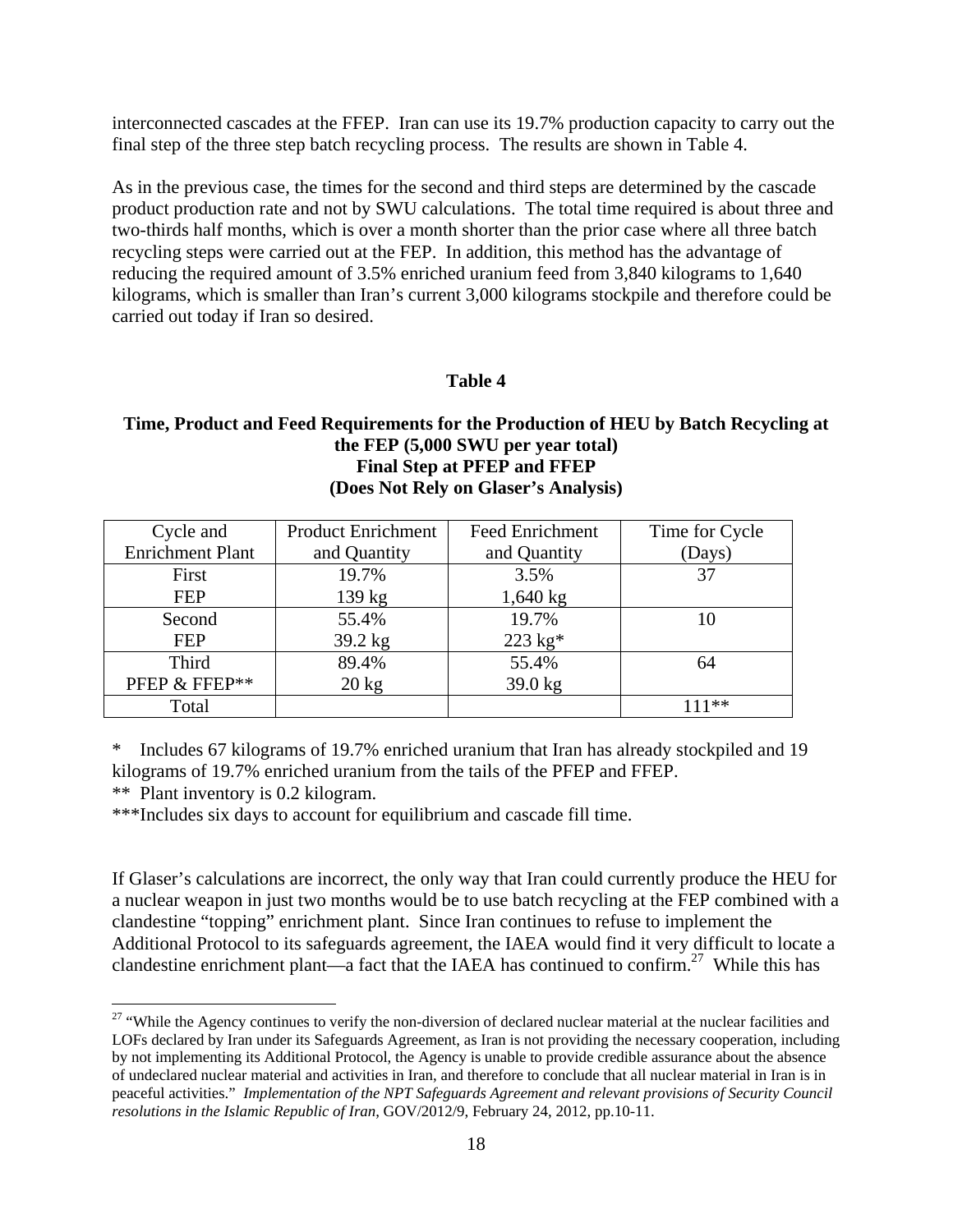interconnected cascades at the FFEP. Iran can use its 19.7% production capacity to carry out the final step of the three step batch recycling process. The results are shown in Table 4.

As in the previous case, the times for the second and third steps are determined by the cascade product production rate and not by SWU calculations. The total time required is about three and two-thirds half months, which is over a month shorter than the prior case where all three batch recycling steps were carried out at the FEP. In addition, this method has the advantage of reducing the required amount of 3.5% enriched uranium feed from 3,840 kilograms to 1,640 kilograms, which is smaller than Iran's current 3,000 kilograms stockpile and therefore could be carried out today if Iran so desired.

**Table 4**

**Time, Product and Feed Requirements for the Production of HEU by Batch Recycling at the FEP (5,000 SWU per year total)**
**Final Step at PFEP and FFEP**
**(Does Not Rely on Glaser's Analysis)**

| Cycle and Enrichment Plant | Product Enrichment and Quantity | Feed Enrichment and Quantity | Time for Cycle (Days) |
|---|---|---|---|
| First FEP | 19.7% 139 kg | 3.5% 1,640 kg | 37 |
| Second FEP | 55.4% 39.2 kg | 19.7% 223 kg* | 10 |
| Third PFEP & FFEP** | 89.4% 20 kg | 55.4% 39.0 kg | 64 |
| Total | | | 111** |

\* Includes 67 kilograms of 19.7% enriched uranium that Iran has already stockpiled and 19 kilograms of 19.7% enriched uranium from the tails of the PFEP and FFEP.

** Plant inventory is 0.2 kilogram.

***Includes six days to account for equilibrium and cascade fill time.

If Glaser's calculations are incorrect, the only way that Iran could currently produce the HEU for a nuclear weapon in just two months would be to use batch recycling at the FEP combined with a clandestine "topping" enrichment plant. Since Iran continues to refuse to implement the Additional Protocol to its safeguards agreement, the IAEA would find it very difficult to locate a clandestine enrichment plant—a fact that the IAEA has continued to confirm.[27] While this has

[27] "While the Agency continues to verify the non-diversion of declared nuclear material at the nuclear facilities and LOFs declared by Iran under its Safeguards Agreement, as Iran is not providing the necessary cooperation, including by not implementing its Additional Protocol, the Agency is unable to provide credible assurance about the absence of undeclared nuclear material and activities in Iran, and therefore to conclude that all nuclear material in Iran is in peaceful activities." *Implementation of the NPT Safeguards Agreement and relevant provisions of Security Council resolutions in the Islamic Republic of Iran*, GOV/2012/9, February 24, 2012, pp.10-11.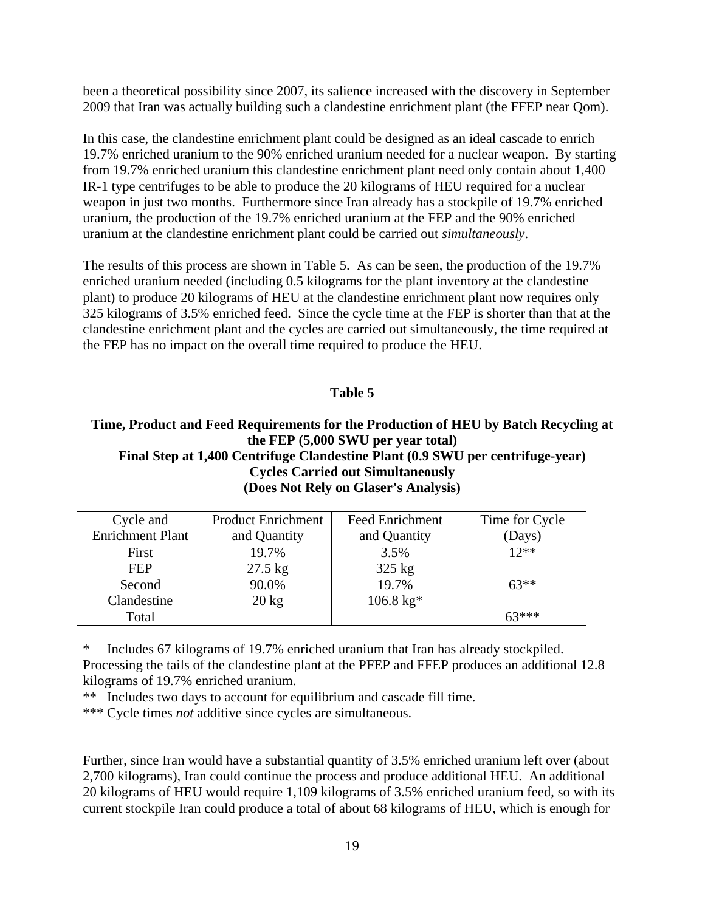been a theoretical possibility since 2007, its salience increased with the discovery in September 2009 that Iran was actually building such a clandestine enrichment plant (the FFEP near Qom).

In this case, the clandestine enrichment plant could be designed as an ideal cascade to enrich 19.7% enriched uranium to the 90% enriched uranium needed for a nuclear weapon. By starting from 19.7% enriched uranium this clandestine enrichment plant need only contain about 1,400 IR-1 type centrifuges to be able to produce the 20 kilograms of HEU required for a nuclear weapon in just two months. Furthermore since Iran already has a stockpile of 19.7% enriched uranium, the production of the 19.7% enriched uranium at the FEP and the 90% enriched uranium at the clandestine enrichment plant could be carried out *simultaneously*.

The results of this process are shown in Table 5. As can be seen, the production of the 19.7% enriched uranium needed (including 0.5 kilograms for the plant inventory at the clandestine plant) to produce 20 kilograms of HEU at the clandestine enrichment plant now requires only 325 kilograms of 3.5% enriched feed. Since the cycle time at the FEP is shorter than that at the clandestine enrichment plant and the cycles are carried out simultaneously, the time required at the FEP has no impact on the overall time required to produce the HEU.

**Table 5**

**Time, Product and Feed Requirements for the Production of HEU by Batch Recycling at the FEP (5,000 SWU per year total)**
**Final Step at 1,400 Centrifuge Clandestine Plant (0.9 SWU per centrifuge-year)**
**Cycles Carried out Simultaneously**
**(Does Not Rely on Glaser's Analysis)**

| Cycle and Enrichment Plant | Product Enrichment and Quantity | Feed Enrichment and Quantity | Time for Cycle (Days) |
|---|---|---|---|
| First FEP | 19.7% 27.5 kg | 3.5% 325 kg | 12** |
| Second Clandestine | 90.0% 20 kg | 19.7% 106.8 kg* | 63** |
| Total | | | 63*** |

\* Includes 67 kilograms of 19.7% enriched uranium that Iran has already stockpiled. Processing the tails of the clandestine plant at the PFEP and FFEP produces an additional 12.8 kilograms of 19.7% enriched uranium.

** Includes two days to account for equilibrium and cascade fill time.

*** Cycle times *not* additive since cycles are simultaneous.

Further, since Iran would have a substantial quantity of 3.5% enriched uranium left over (about 2,700 kilograms), Iran could continue the process and produce additional HEU. An additional 20 kilograms of HEU would require 1,109 kilograms of 3.5% enriched uranium feed, so with its current stockpile Iran could produce a total of about 68 kilograms of HEU, which is enough for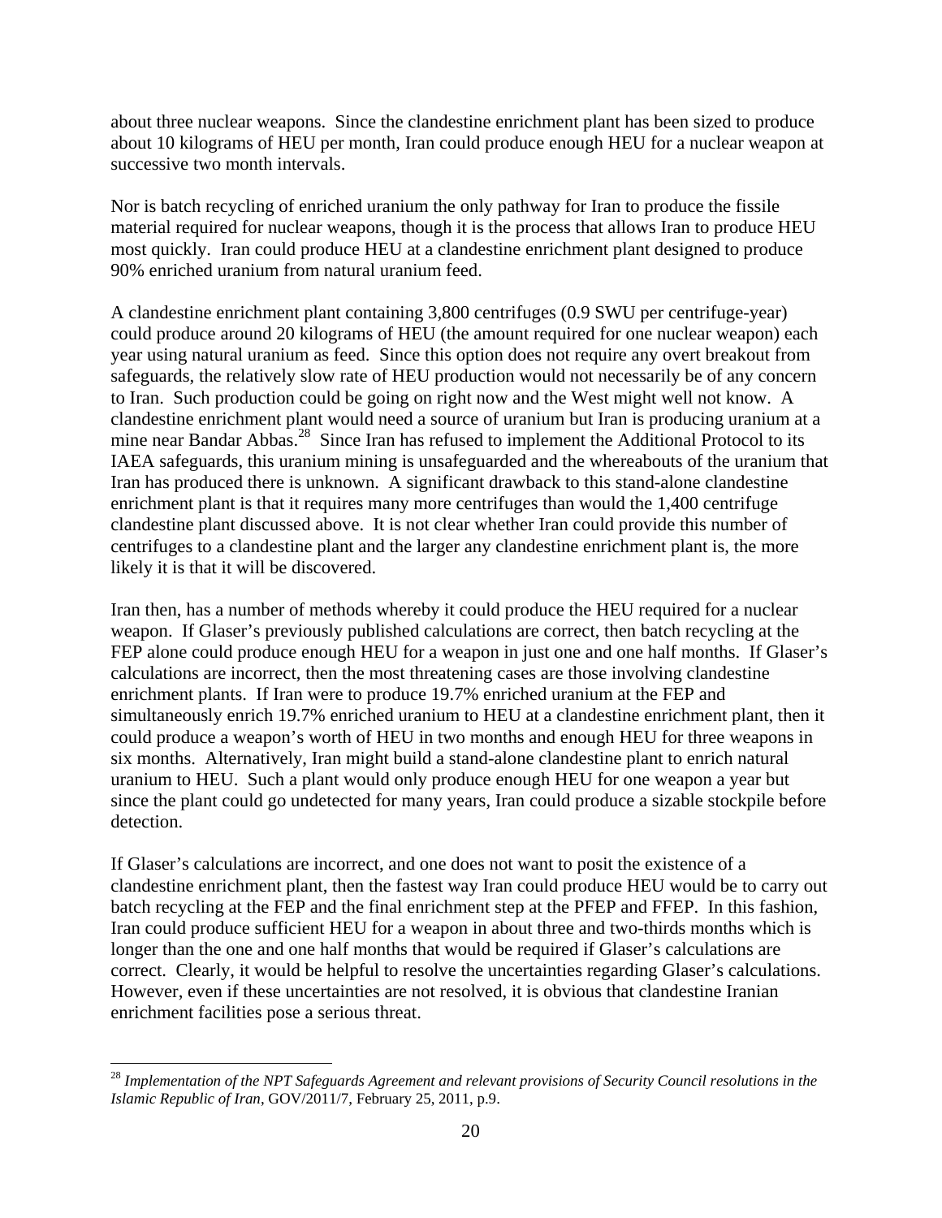about three nuclear weapons. Since the clandestine enrichment plant has been sized to produce about 10 kilograms of HEU per month, Iran could produce enough HEU for a nuclear weapon at successive two month intervals.

Nor is batch recycling of enriched uranium the only pathway for Iran to produce the fissile material required for nuclear weapons, though it is the process that allows Iran to produce HEU most quickly. Iran could produce HEU at a clandestine enrichment plant designed to produce 90% enriched uranium from natural uranium feed.

A clandestine enrichment plant containing 3,800 centrifuges (0.9 SWU per centrifuge-year) could produce around 20 kilograms of HEU (the amount required for one nuclear weapon) each year using natural uranium as feed. Since this option does not require any overt breakout from safeguards, the relatively slow rate of HEU production would not necessarily be of any concern to Iran. Such production could be going on right now and the West might well not know. A clandestine enrichment plant would need a source of uranium but Iran is producing uranium at a mine near Bandar Abbas.[28] Since Iran has refused to implement the Additional Protocol to its IAEA safeguards, this uranium mining is unsafeguarded and the whereabouts of the uranium that Iran has produced there is unknown. A significant drawback to this stand-alone clandestine enrichment plant is that it requires many more centrifuges than would the 1,400 centrifuge clandestine plant discussed above. It is not clear whether Iran could provide this number of centrifuges to a clandestine plant and the larger any clandestine enrichment plant is, the more likely it is that it will be discovered.

Iran then, has a number of methods whereby it could produce the HEU required for a nuclear weapon. If Glaser's previously published calculations are correct, then batch recycling at the FEP alone could produce enough HEU for a weapon in just one and one half months. If Glaser's calculations are incorrect, then the most threatening cases are those involving clandestine enrichment plants. If Iran were to produce 19.7% enriched uranium at the FEP and simultaneously enrich 19.7% enriched uranium to HEU at a clandestine enrichment plant, then it could produce a weapon's worth of HEU in two months and enough HEU for three weapons in six months. Alternatively, Iran might build a stand-alone clandestine plant to enrich natural uranium to HEU. Such a plant would only produce enough HEU for one weapon a year but since the plant could go undetected for many years, Iran could produce a sizable stockpile before detection.

If Glaser's calculations are incorrect, and one does not want to posit the existence of a clandestine enrichment plant, then the fastest way Iran could produce HEU would be to carry out batch recycling at the FEP and the final enrichment step at the PFEP and FFEP. In this fashion, Iran could produce sufficient HEU for a weapon in about three and two-thirds months which is longer than the one and one half months that would be required if Glaser's calculations are correct. Clearly, it would be helpful to resolve the uncertainties regarding Glaser's calculations. However, even if these uncertainties are not resolved, it is obvious that clandestine Iranian enrichment facilities pose a serious threat.

---

[28] *Implementation of the NPT Safeguards Agreement and relevant provisions of Security Council resolutions in the Islamic Republic of Iran*, GOV/2011/7, February 25, 2011, p.9.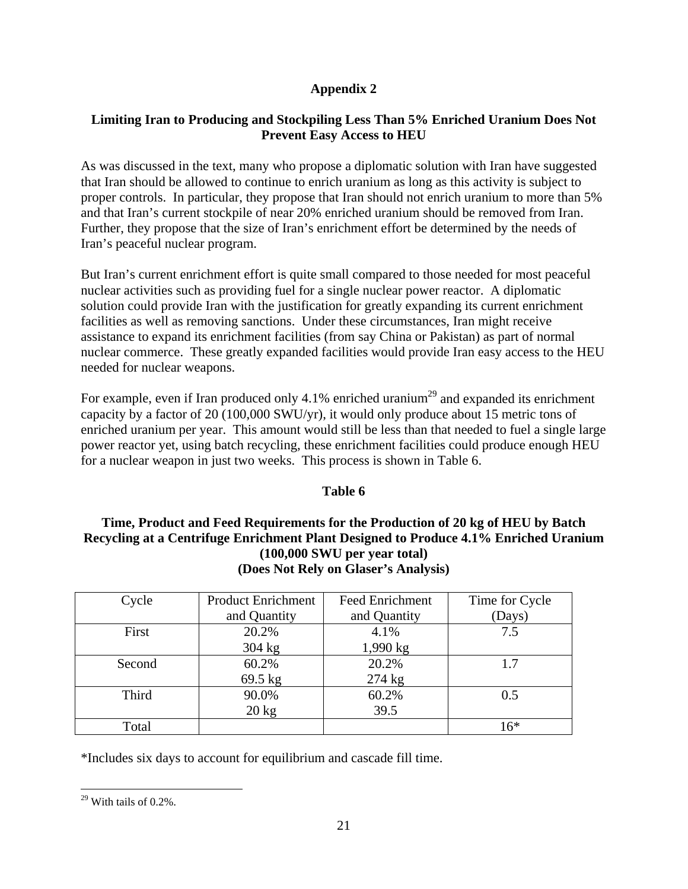## Appendix 2

### Limiting Iran to Producing and Stockpiling Less Than 5% Enriched Uranium Does Not Prevent Easy Access to HEU

As was discussed in the text, many who propose a diplomatic solution with Iran have suggested that Iran should be allowed to continue to enrich uranium as long as this activity is subject to proper controls. In particular, they propose that Iran should not enrich uranium to more than 5% and that Iran's current stockpile of near 20% enriched uranium should be removed from Iran. Further, they propose that the size of Iran's enrichment effort be determined by the needs of Iran's peaceful nuclear program.

But Iran's current enrichment effort is quite small compared to those needed for most peaceful nuclear activities such as providing fuel for a single nuclear power reactor. A diplomatic solution could provide Iran with the justification for greatly expanding its current enrichment facilities as well as removing sanctions. Under these circumstances, Iran might receive assistance to expand its enrichment facilities (from say China or Pakistan) as part of normal nuclear commerce. These greatly expanded facilities would provide Iran easy access to the HEU needed for nuclear weapons.

For example, even if Iran produced only 4.1% enriched uranium[29] and expanded its enrichment capacity by a factor of 20 (100,000 SWU/yr), it would only produce about 15 metric tons of enriched uranium per year. This amount would still be less than that needed to fuel a single large power reactor yet, using batch recycling, these enrichment facilities could produce enough HEU for a nuclear weapon in just two weeks. This process is shown in Table 6.

**Table 6**

**Time, Product and Feed Requirements for the Production of 20 kg of HEU by Batch Recycling at a Centrifuge Enrichment Plant Designed to Produce 4.1% Enriched Uranium (100,000 SWU per year total) (Does Not Rely on Glaser's Analysis)**

| Cycle | Product Enrichment and Quantity | Feed Enrichment and Quantity | Time for Cycle (Days) |
|---|---|---|---|
| First | 20.2%<br>304 kg | 4.1%<br>1,990 kg | 7.5 |
| Second | 60.2%<br>69.5 kg | 20.2%<br>274 kg | 1.7 |
| Third | 90.0%<br>20 kg | 60.2%<br>39.5 | 0.5 |
| Total | | | 16* |

*Includes six days to account for equilibrium and cascade fill time.

[29] With tails of 0.2%.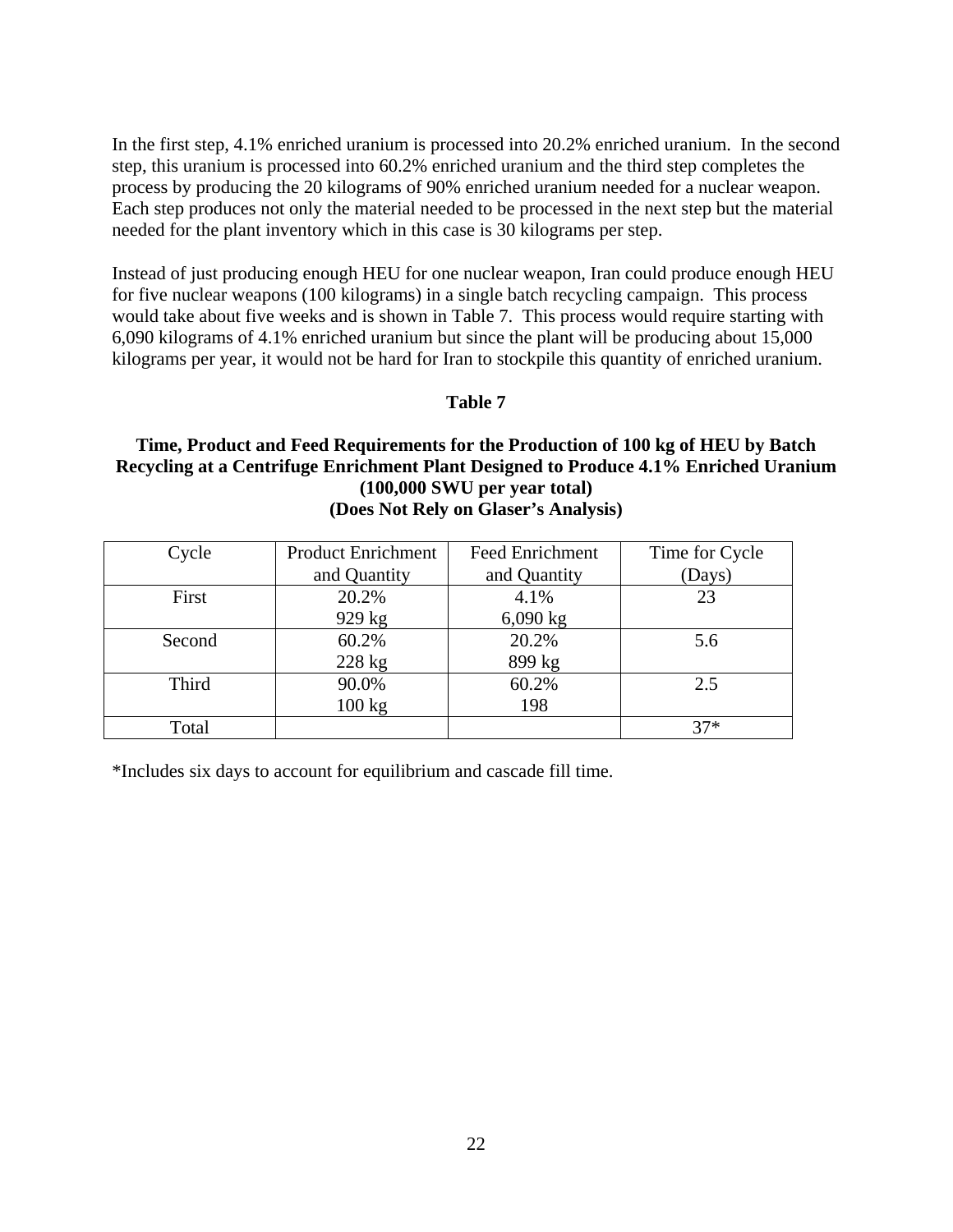In the first step, 4.1% enriched uranium is processed into 20.2% enriched uranium. In the second step, this uranium is processed into 60.2% enriched uranium and the third step completes the process by producing the 20 kilograms of 90% enriched uranium needed for a nuclear weapon. Each step produces not only the material needed to be processed in the next step but the material needed for the plant inventory which in this case is 30 kilograms per step.

Instead of just producing enough HEU for one nuclear weapon, Iran could produce enough HEU for five nuclear weapons (100 kilograms) in a single batch recycling campaign. This process would take about five weeks and is shown in Table 7. This process would require starting with 6,090 kilograms of 4.1% enriched uranium but since the plant will be producing about 15,000 kilograms per year, it would not be hard for Iran to stockpile this quantity of enriched uranium.

**Table 7**

**Time, Product and Feed Requirements for the Production of 100 kg of HEU by Batch Recycling at a Centrifuge Enrichment Plant Designed to Produce 4.1% Enriched Uranium (100,000 SWU per year total) (Does Not Rely on Glaser's Analysis)**

| Cycle | Product Enrichment and Quantity | Feed Enrichment and Quantity | Time for Cycle (Days) |
|---|---|---|---|
| First | 20.2% 929 kg | 4.1% 6,090 kg | 23 |
| Second | 60.2% 228 kg | 20.2% 899 kg | 5.6 |
| Third | 90.0% 100 kg | 60.2% 198 | 2.5 |
| Total | | | 37* |

*Includes six days to account for equilibrium and cascade fill time.